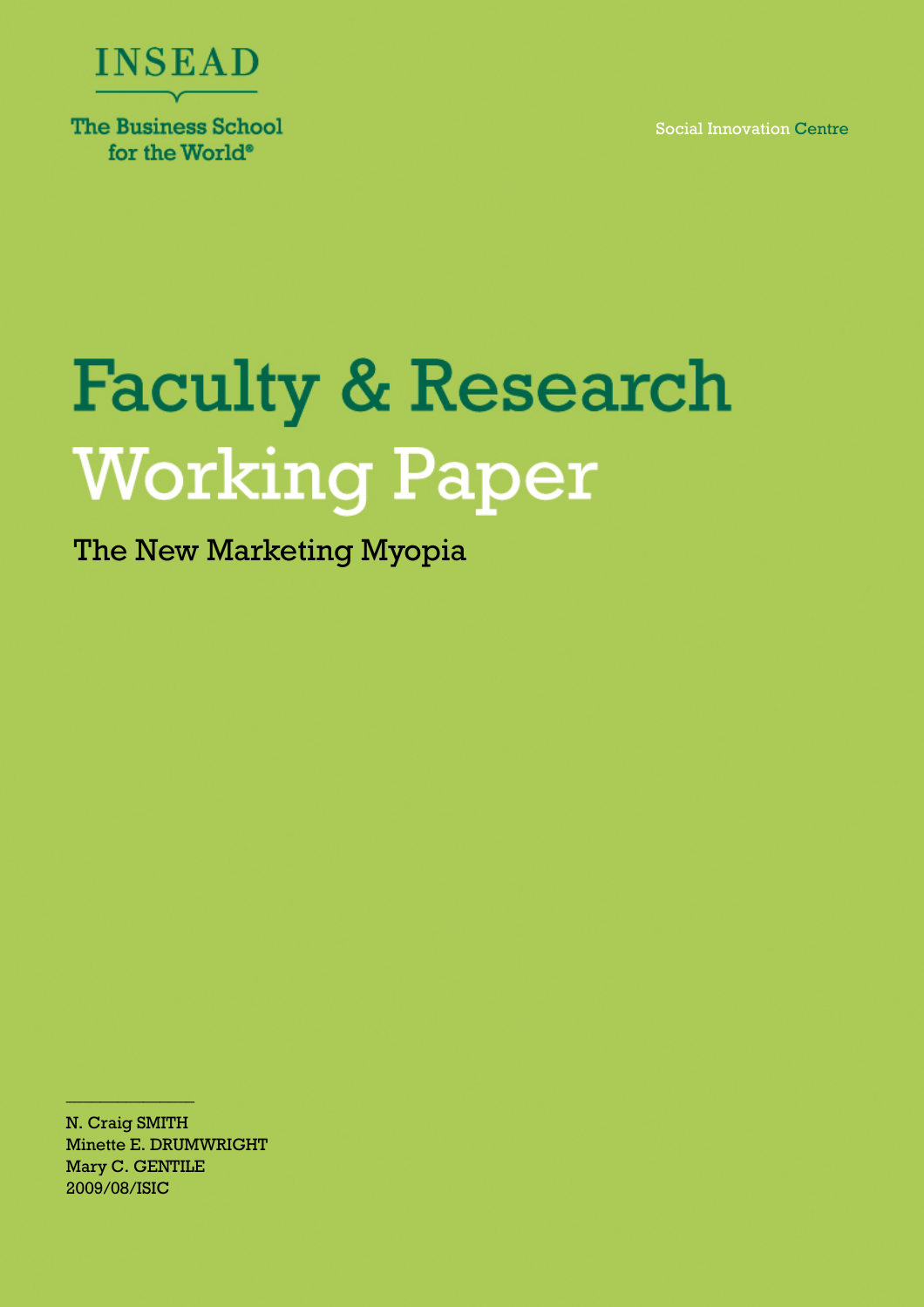INSEAD

The Business School for the World®

Social Innovation Centre

# Faculty & Research Working Paper

## The New Marketing Myopia

N. Craig SMITH
Minette E. DRUMWRIGHT
Mary C. GENTILE
2009/08/ISIC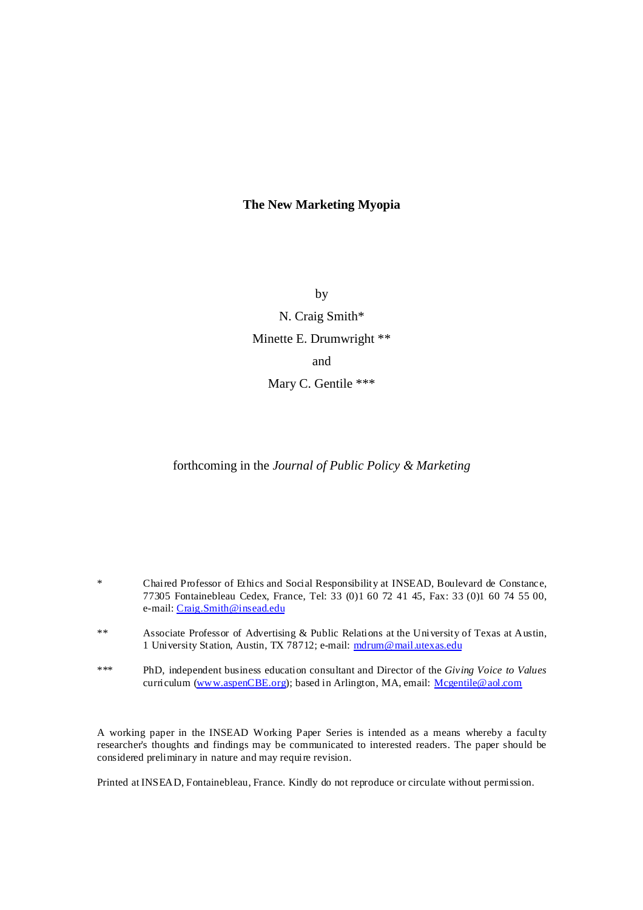# The New Marketing Myopia

by

N. Craig Smith*

Minette E. Drumwright **

and

Mary C. Gentile ***

forthcoming in the *Journal of Public Policy & Marketing*

\* Chaired Professor of Ethics and Social Responsibility at INSEAD, Boulevard de Constance, 77305 Fontainebleau Cedex, France, Tel: 33 (0)1 60 72 41 45, Fax: 33 (0)1 60 74 55 00, e-mail: Craig.Smith@insead.edu

\** Associate Professor of Advertising & Public Relations at the University of Texas at Austin, 1 University Station, Austin, TX 78712; e-mail: mdrum@mail.utexas.edu

\*** PhD, independent business education consultant and Director of the *Giving Voice to Values* curriculum (www.aspenCBE.org); based in Arlington, MA, email: Mcgentile@aol.com

A working paper in the INSEAD Working Paper Series is intended as a means whereby a faculty researcher's thoughts and findings may be communicated to interested readers. The paper should be considered preliminary in nature and may require revision.

Printed at INSEAD, Fontainebleau, France. Kindly do not reproduce or circulate without permission.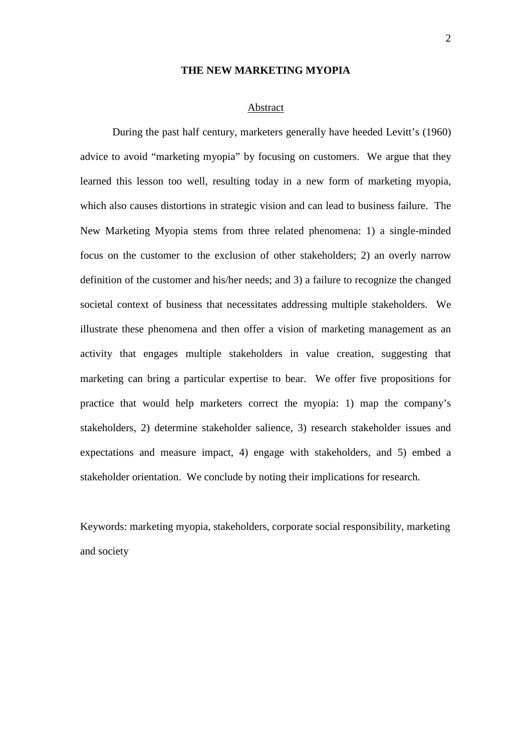# THE NEW MARKETING MYOPIA

## Abstract

During the past half century, marketers generally have heeded Levitt's (1960) advice to avoid "marketing myopia" by focusing on customers. We argue that they learned this lesson too well, resulting today in a new form of marketing myopia, which also causes distortions in strategic vision and can lead to business failure. The New Marketing Myopia stems from three related phenomena: 1) a single-minded focus on the customer to the exclusion of other stakeholders; 2) an overly narrow definition of the customer and his/her needs; and 3) a failure to recognize the changed societal context of business that necessitates addressing multiple stakeholders. We illustrate these phenomena and then offer a vision of marketing management as an activity that engages multiple stakeholders in value creation, suggesting that marketing can bring a particular expertise to bear. We offer five propositions for practice that would help marketers correct the myopia: 1) map the company's stakeholders, 2) determine stakeholder salience, 3) research stakeholder issues and expectations and measure impact, 4) engage with stakeholders, and 5) embed a stakeholder orientation. We conclude by noting their implications for research.

Keywords: marketing myopia, stakeholders, corporate social responsibility, marketing and society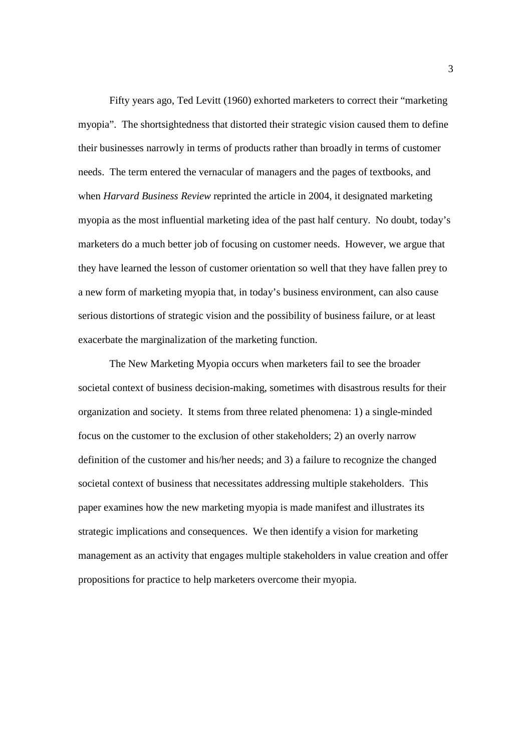Fifty years ago, Ted Levitt (1960) exhorted marketers to correct their "marketing myopia". The shortsightedness that distorted their strategic vision caused them to define their businesses narrowly in terms of products rather than broadly in terms of customer needs. The term entered the vernacular of managers and the pages of textbooks, and when *Harvard Business Review* reprinted the article in 2004, it designated marketing myopia as the most influential marketing idea of the past half century. No doubt, today's marketers do a much better job of focusing on customer needs. However, we argue that they have learned the lesson of customer orientation so well that they have fallen prey to a new form of marketing myopia that, in today's business environment, can also cause serious distortions of strategic vision and the possibility of business failure, or at least exacerbate the marginalization of the marketing function.

The New Marketing Myopia occurs when marketers fail to see the broader societal context of business decision-making, sometimes with disastrous results for their organization and society. It stems from three related phenomena: 1) a single-minded focus on the customer to the exclusion of other stakeholders; 2) an overly narrow definition of the customer and his/her needs; and 3) a failure to recognize the changed societal context of business that necessitates addressing multiple stakeholders. This paper examines how the new marketing myopia is made manifest and illustrates its strategic implications and consequences. We then identify a vision for marketing management as an activity that engages multiple stakeholders in value creation and offer propositions for practice to help marketers overcome their myopia.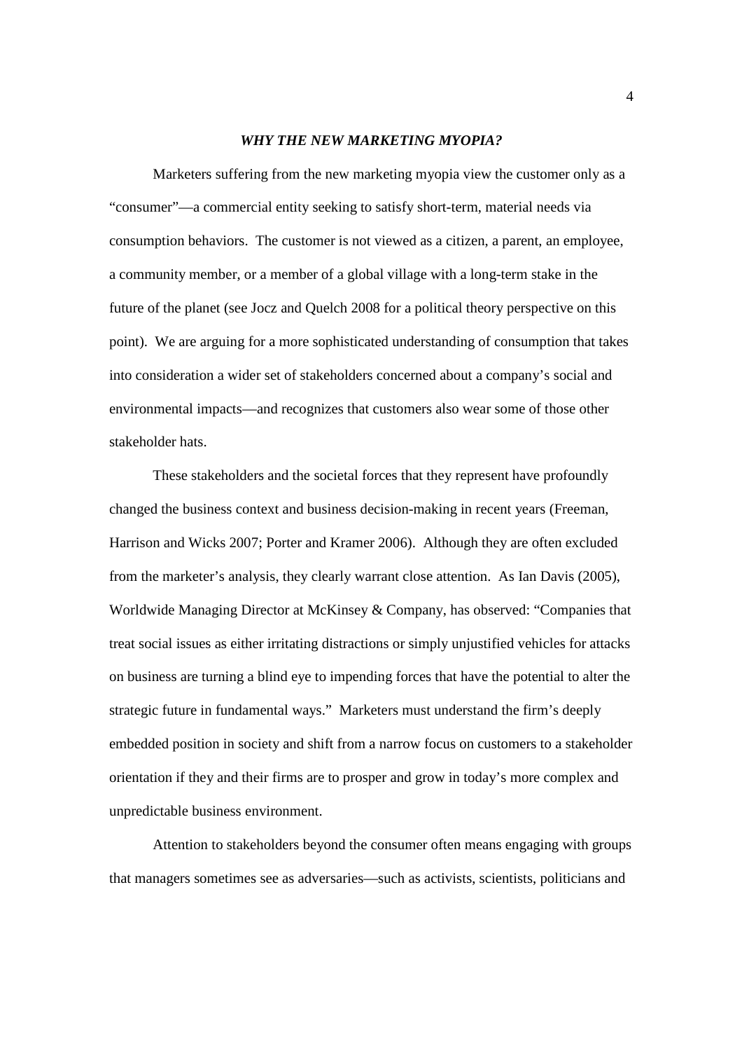## *WHY THE NEW MARKETING MYOPIA?*

Marketers suffering from the new marketing myopia view the customer only as a "consumer"—a commercial entity seeking to satisfy short-term, material needs via consumption behaviors. The customer is not viewed as a citizen, a parent, an employee, a community member, or a member of a global village with a long-term stake in the future of the planet (see Jocz and Quelch 2008 for a political theory perspective on this point). We are arguing for a more sophisticated understanding of consumption that takes into consideration a wider set of stakeholders concerned about a company's social and environmental impacts—and recognizes that customers also wear some of those other stakeholder hats.

These stakeholders and the societal forces that they represent have profoundly changed the business context and business decision-making in recent years (Freeman, Harrison and Wicks 2007; Porter and Kramer 2006). Although they are often excluded from the marketer's analysis, they clearly warrant close attention. As Ian Davis (2005), Worldwide Managing Director at McKinsey & Company, has observed: "Companies that treat social issues as either irritating distractions or simply unjustified vehicles for attacks on business are turning a blind eye to impending forces that have the potential to alter the strategic future in fundamental ways." Marketers must understand the firm's deeply embedded position in society and shift from a narrow focus on customers to a stakeholder orientation if they and their firms are to prosper and grow in today's more complex and unpredictable business environment.

Attention to stakeholders beyond the consumer often means engaging with groups that managers sometimes see as adversaries—such as activists, scientists, politicians and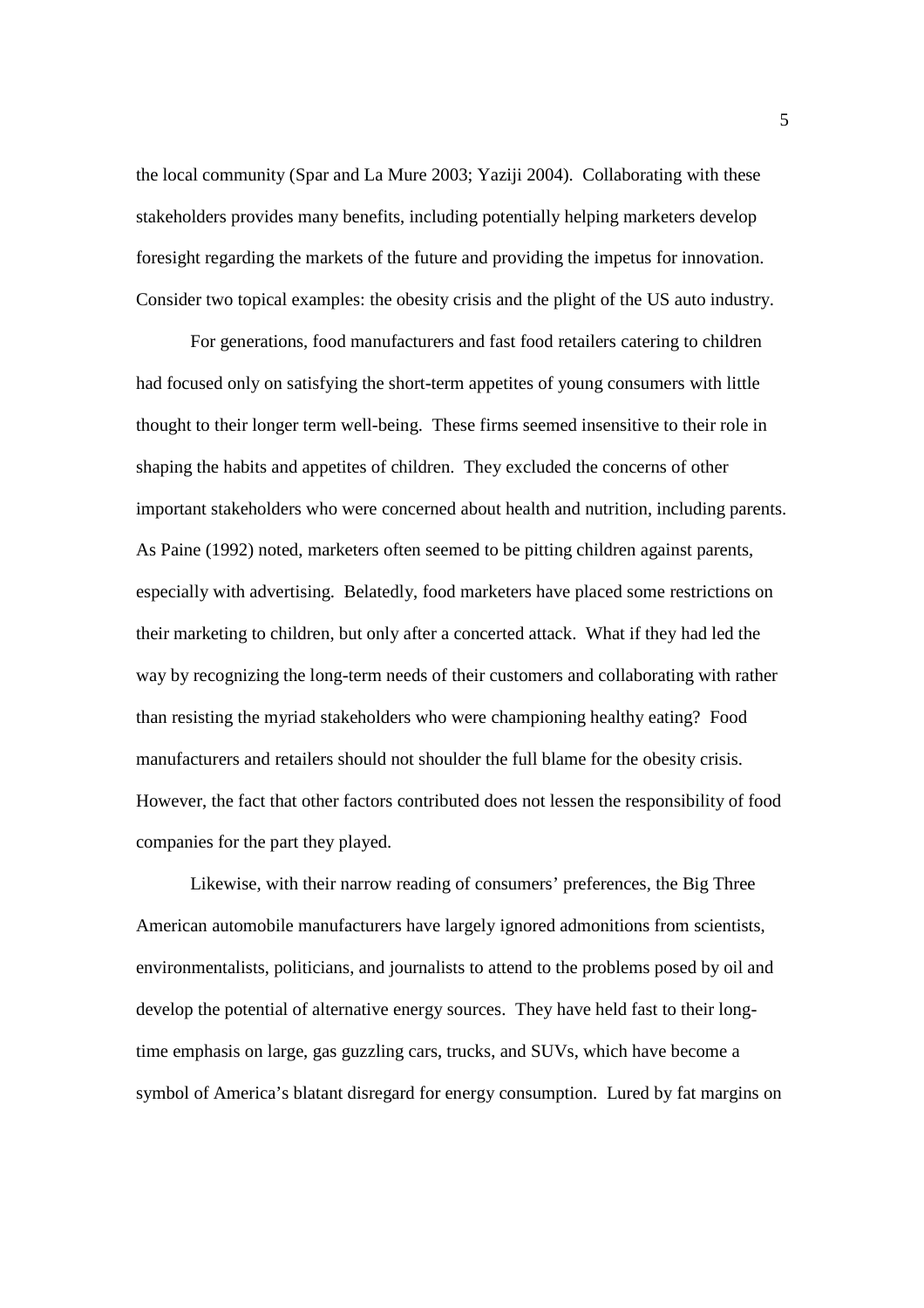the local community (Spar and La Mure 2003; Yaziji 2004). Collaborating with these stakeholders provides many benefits, including potentially helping marketers develop foresight regarding the markets of the future and providing the impetus for innovation. Consider two topical examples: the obesity crisis and the plight of the US auto industry.

For generations, food manufacturers and fast food retailers catering to children had focused only on satisfying the short-term appetites of young consumers with little thought to their longer term well-being. These firms seemed insensitive to their role in shaping the habits and appetites of children. They excluded the concerns of other important stakeholders who were concerned about health and nutrition, including parents. As Paine (1992) noted, marketers often seemed to be pitting children against parents, especially with advertising. Belatedly, food marketers have placed some restrictions on their marketing to children, but only after a concerted attack. What if they had led the way by recognizing the long-term needs of their customers and collaborating with rather than resisting the myriad stakeholders who were championing healthy eating? Food manufacturers and retailers should not shoulder the full blame for the obesity crisis. However, the fact that other factors contributed does not lessen the responsibility of food companies for the part they played.

Likewise, with their narrow reading of consumers' preferences, the Big Three American automobile manufacturers have largely ignored admonitions from scientists, environmentalists, politicians, and journalists to attend to the problems posed by oil and develop the potential of alternative energy sources. They have held fast to their long-time emphasis on large, gas guzzling cars, trucks, and SUVs, which have become a symbol of America's blatant disregard for energy consumption. Lured by fat margins on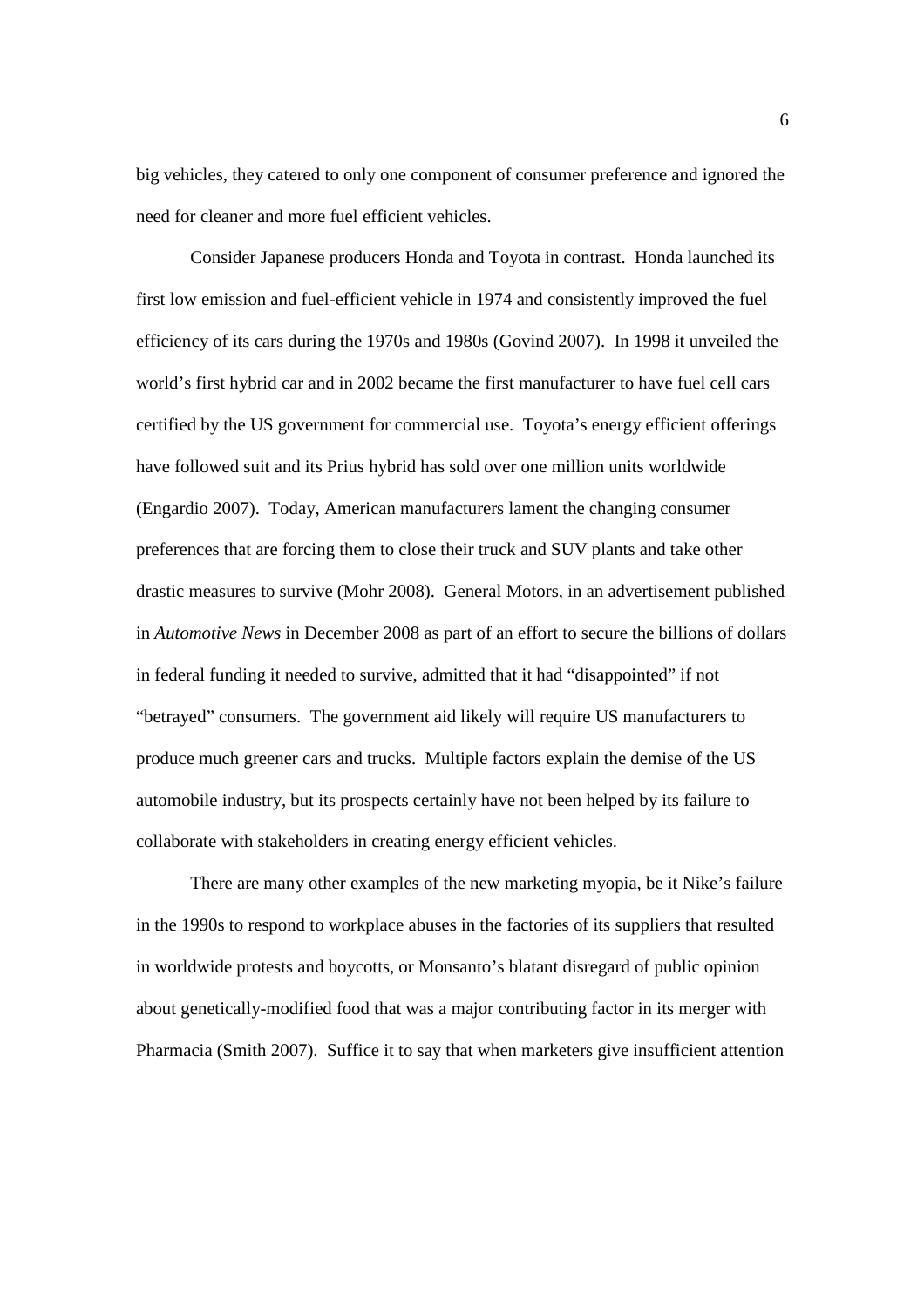big vehicles, they catered to only one component of consumer preference and ignored the need for cleaner and more fuel efficient vehicles.

Consider Japanese producers Honda and Toyota in contrast. Honda launched its first low emission and fuel-efficient vehicle in 1974 and consistently improved the fuel efficiency of its cars during the 1970s and 1980s (Govind 2007). In 1998 it unveiled the world's first hybrid car and in 2002 became the first manufacturer to have fuel cell cars certified by the US government for commercial use. Toyota's energy efficient offerings have followed suit and its Prius hybrid has sold over one million units worldwide (Engardio 2007). Today, American manufacturers lament the changing consumer preferences that are forcing them to close their truck and SUV plants and take other drastic measures to survive (Mohr 2008). General Motors, in an advertisement published in *Automotive News* in December 2008 as part of an effort to secure the billions of dollars in federal funding it needed to survive, admitted that it had "disappointed" if not "betrayed" consumers. The government aid likely will require US manufacturers to produce much greener cars and trucks. Multiple factors explain the demise of the US automobile industry, but its prospects certainly have not been helped by its failure to collaborate with stakeholders in creating energy efficient vehicles.

There are many other examples of the new marketing myopia, be it Nike's failure in the 1990s to respond to workplace abuses in the factories of its suppliers that resulted in worldwide protests and boycotts, or Monsanto's blatant disregard of public opinion about genetically-modified food that was a major contributing factor in its merger with Pharmacia (Smith 2007). Suffice it to say that when marketers give insufficient attention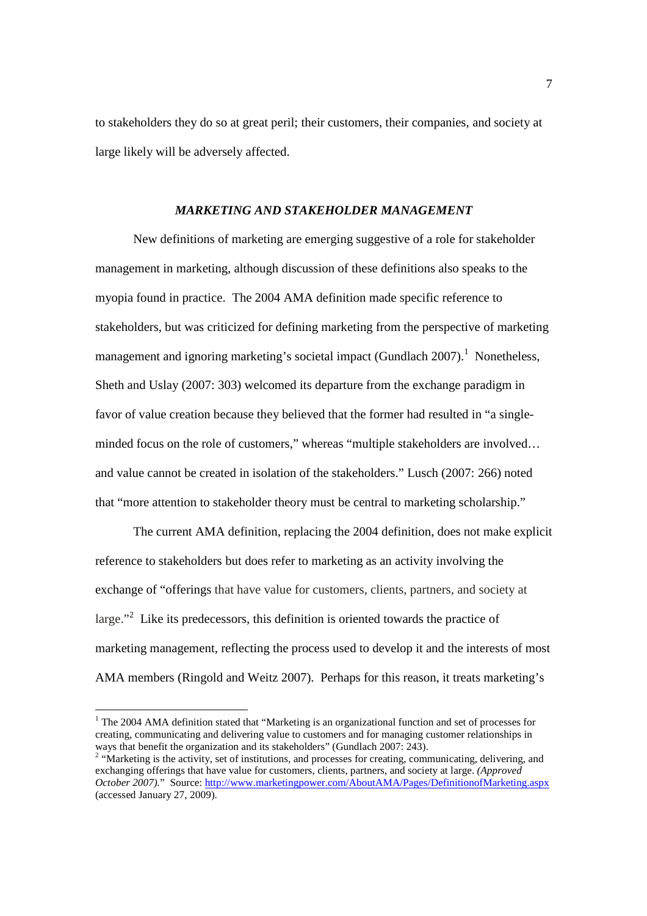to stakeholders they do so at great peril; their customers, their companies, and society at large likely will be adversely affected.

### *MARKETING AND STAKEHOLDER MANAGEMENT*

New definitions of marketing are emerging suggestive of a role for stakeholder management in marketing, although discussion of these definitions also speaks to the myopia found in practice. The 2004 AMA definition made specific reference to stakeholders, but was criticized for defining marketing from the perspective of marketing management and ignoring marketing's societal impact (Gundlach 2007).[1] Nonetheless, Sheth and Uslay (2007: 303) welcomed its departure from the exchange paradigm in favor of value creation because they believed that the former had resulted in "a single-minded focus on the role of customers," whereas "multiple stakeholders are involved… and value cannot be created in isolation of the stakeholders." Lusch (2007: 266) noted that "more attention to stakeholder theory must be central to marketing scholarship."

The current AMA definition, replacing the 2004 definition, does not make explicit reference to stakeholders but does refer to marketing as an activity involving the exchange of "offerings that have value for customers, clients, partners, and society at large."[2] Like its predecessors, this definition is oriented towards the practice of marketing management, reflecting the process used to develop it and the interests of most AMA members (Ringold and Weitz 2007). Perhaps for this reason, it treats marketing's

---

[1] The 2004 AMA definition stated that "Marketing is an organizational function and set of processes for creating, communicating and delivering value to customers and for managing customer relationships in ways that benefit the organization and its stakeholders" (Gundlach 2007: 243).

[2] "Marketing is the activity, set of institutions, and processes for creating, communicating, delivering, and exchanging offerings that have value for customers, clients, partners, and society at large. *(Approved October 2007)*." Source: http://www.marketingpower.com/AboutAMA/Pages/DefinitionofMarketing.aspx (accessed January 27, 2009).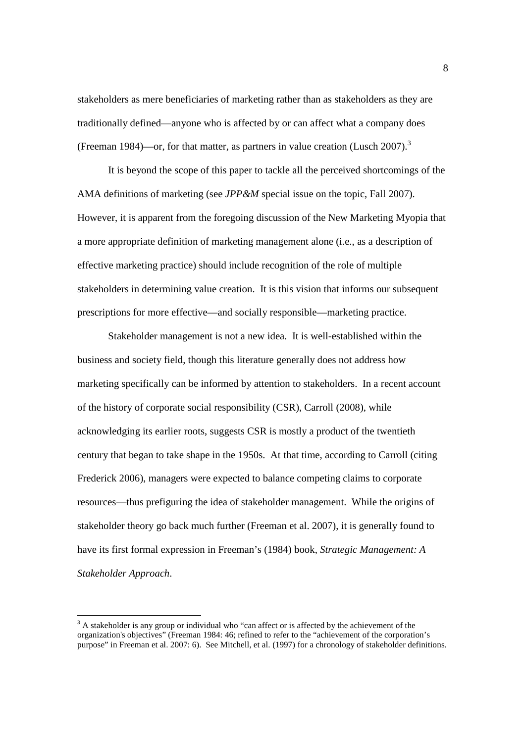stakeholders as mere beneficiaries of marketing rather than as stakeholders as they are traditionally defined—anyone who is affected by or can affect what a company does (Freeman 1984)—or, for that matter, as partners in value creation (Lusch 2007).[3]

It is beyond the scope of this paper to tackle all the perceived shortcomings of the AMA definitions of marketing (see *JPP&M* special issue on the topic, Fall 2007). However, it is apparent from the foregoing discussion of the New Marketing Myopia that a more appropriate definition of marketing management alone (i.e., as a description of effective marketing practice) should include recognition of the role of multiple stakeholders in determining value creation. It is this vision that informs our subsequent prescriptions for more effective—and socially responsible—marketing practice.

Stakeholder management is not a new idea. It is well-established within the business and society field, though this literature generally does not address how marketing specifically can be informed by attention to stakeholders. In a recent account of the history of corporate social responsibility (CSR), Carroll (2008), while acknowledging its earlier roots, suggests CSR is mostly a product of the twentieth century that began to take shape in the 1950s. At that time, according to Carroll (citing Frederick 2006), managers were expected to balance competing claims to corporate resources—thus prefiguring the idea of stakeholder management. While the origins of stakeholder theory go back much further (Freeman et al. 2007), it is generally found to have its first formal expression in Freeman's (1984) book, *Strategic Management: A Stakeholder Approach*.

---

[3] A stakeholder is any group or individual who "can affect or is affected by the achievement of the organization's objectives" (Freeman 1984: 46; refined to refer to the "achievement of the corporation's purpose" in Freeman et al. 2007: 6). See Mitchell, et al. (1997) for a chronology of stakeholder definitions.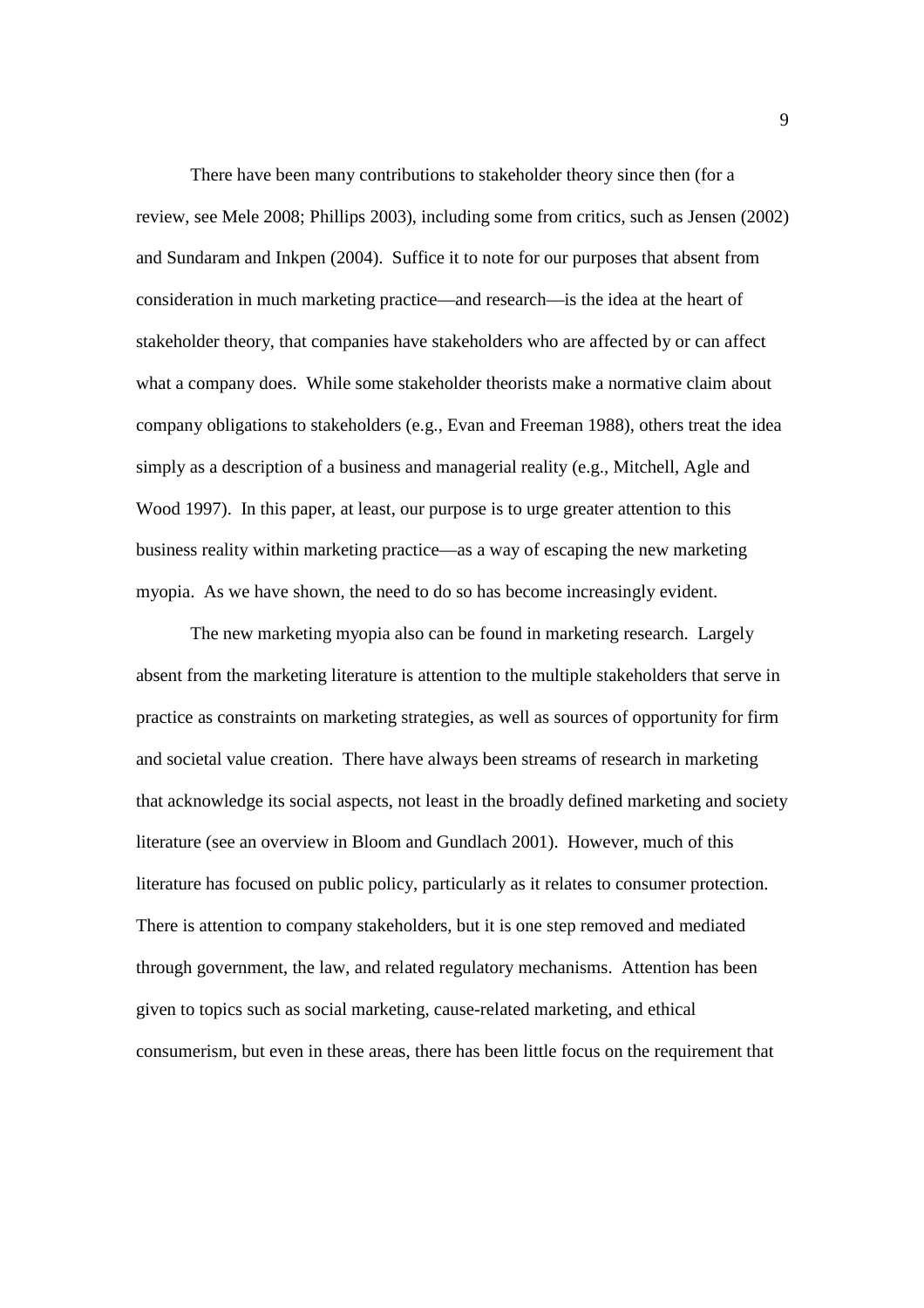There have been many contributions to stakeholder theory since then (for a review, see Mele 2008; Phillips 2003), including some from critics, such as Jensen (2002) and Sundaram and Inkpen (2004). Suffice it to note for our purposes that absent from consideration in much marketing practice—and research—is the idea at the heart of stakeholder theory, that companies have stakeholders who are affected by or can affect what a company does. While some stakeholder theorists make a normative claim about company obligations to stakeholders (e.g., Evan and Freeman 1988), others treat the idea simply as a description of a business and managerial reality (e.g., Mitchell, Agle and Wood 1997). In this paper, at least, our purpose is to urge greater attention to this business reality within marketing practice—as a way of escaping the new marketing myopia. As we have shown, the need to do so has become increasingly evident.

The new marketing myopia also can be found in marketing research. Largely absent from the marketing literature is attention to the multiple stakeholders that serve in practice as constraints on marketing strategies, as well as sources of opportunity for firm and societal value creation. There have always been streams of research in marketing that acknowledge its social aspects, not least in the broadly defined marketing and society literature (see an overview in Bloom and Gundlach 2001). However, much of this literature has focused on public policy, particularly as it relates to consumer protection. There is attention to company stakeholders, but it is one step removed and mediated through government, the law, and related regulatory mechanisms. Attention has been given to topics such as social marketing, cause-related marketing, and ethical consumerism, but even in these areas, there has been little focus on the requirement that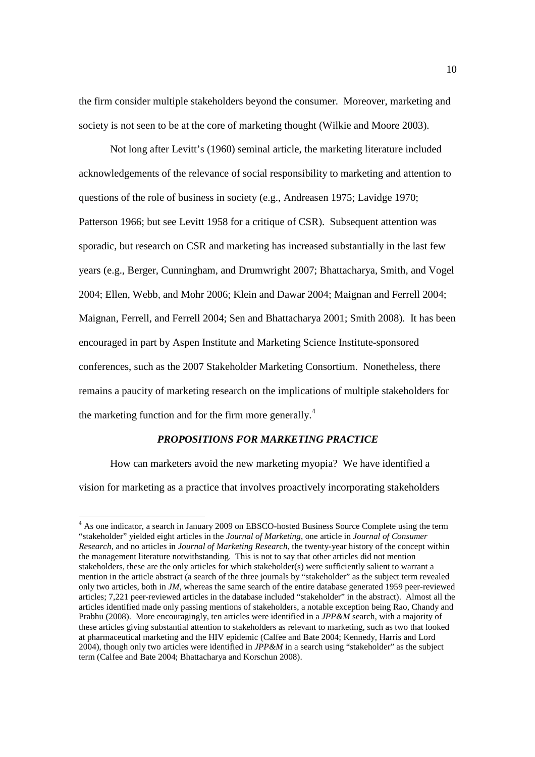the firm consider multiple stakeholders beyond the consumer. Moreover, marketing and society is not seen to be at the core of marketing thought (Wilkie and Moore 2003).

Not long after Levitt's (1960) seminal article, the marketing literature included acknowledgements of the relevance of social responsibility to marketing and attention to questions of the role of business in society (e.g., Andreasen 1975; Lavidge 1970; Patterson 1966; but see Levitt 1958 for a critique of CSR). Subsequent attention was sporadic, but research on CSR and marketing has increased substantially in the last few years (e.g., Berger, Cunningham, and Drumwright 2007; Bhattacharya, Smith, and Vogel 2004; Ellen, Webb, and Mohr 2006; Klein and Dawar 2004; Maignan and Ferrell 2004; Maignan, Ferrell, and Ferrell 2004; Sen and Bhattacharya 2001; Smith 2008). It has been encouraged in part by Aspen Institute and Marketing Science Institute-sponsored conferences, such as the 2007 Stakeholder Marketing Consortium. Nonetheless, there remains a paucity of marketing research on the implications of multiple stakeholders for the marketing function and for the firm more generally.[4]

## *PROPOSITIONS FOR MARKETING PRACTICE*

How can marketers avoid the new marketing myopia? We have identified a vision for marketing as a practice that involves proactively incorporating stakeholders

---

[4] As one indicator, a search in January 2009 on EBSCO-hosted Business Source Complete using the term "stakeholder" yielded eight articles in the *Journal of Marketing*, one article in *Journal of Consumer Research*, and no articles in *Journal of Marketing Research*, the twenty-year history of the concept within the management literature notwithstanding. This is not to say that other articles did not mention stakeholders, these are the only articles for which stakeholder(s) were sufficiently salient to warrant a mention in the article abstract (a search of the three journals by "stakeholder" as the subject term revealed only two articles, both in *JM*, whereas the same search of the entire database generated 1959 peer-reviewed articles; 7,221 peer-reviewed articles in the database included "stakeholder" in the abstract). Almost all the articles identified made only passing mentions of stakeholders, a notable exception being Rao, Chandy and Prabhu (2008). More encouragingly, ten articles were identified in a *JPP&M* search, with a majority of these articles giving substantial attention to stakeholders as relevant to marketing, such as two that looked at pharmaceutical marketing and the HIV epidemic (Calfee and Bate 2004; Kennedy, Harris and Lord 2004), though only two articles were identified in *JPP&M* in a search using "stakeholder" as the subject term (Calfee and Bate 2004; Bhattacharya and Korschun 2008).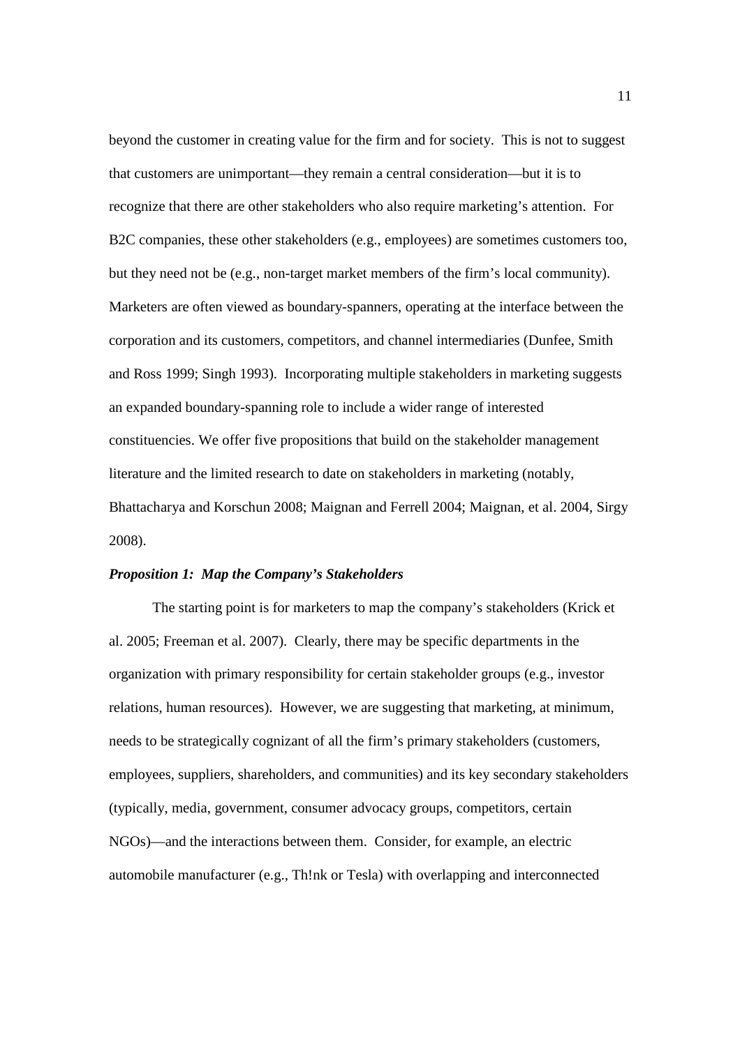beyond the customer in creating value for the firm and for society. This is not to suggest that customers are unimportant—they remain a central consideration—but it is to recognize that there are other stakeholders who also require marketing's attention. For B2C companies, these other stakeholders (e.g., employees) are sometimes customers too, but they need not be (e.g., non-target market members of the firm's local community). Marketers are often viewed as boundary-spanners, operating at the interface between the corporation and its customers, competitors, and channel intermediaries (Dunfee, Smith and Ross 1999; Singh 1993). Incorporating multiple stakeholders in marketing suggests an expanded boundary-spanning role to include a wider range of interested constituencies. We offer five propositions that build on the stakeholder management literature and the limited research to date on stakeholders in marketing (notably, Bhattacharya and Korschun 2008; Maignan and Ferrell 2004; Maignan, et al. 2004, Sirgy 2008).

***Proposition 1: Map the Company's Stakeholders***

The starting point is for marketers to map the company's stakeholders (Krick et al. 2005; Freeman et al. 2007). Clearly, there may be specific departments in the organization with primary responsibility for certain stakeholder groups (e.g., investor relations, human resources). However, we are suggesting that marketing, at minimum, needs to be strategically cognizant of all the firm's primary stakeholders (customers, employees, suppliers, shareholders, and communities) and its key secondary stakeholders (typically, media, government, consumer advocacy groups, competitors, certain NGOs)—and the interactions between them. Consider, for example, an electric automobile manufacturer (e.g., Th!nk or Tesla) with overlapping and interconnected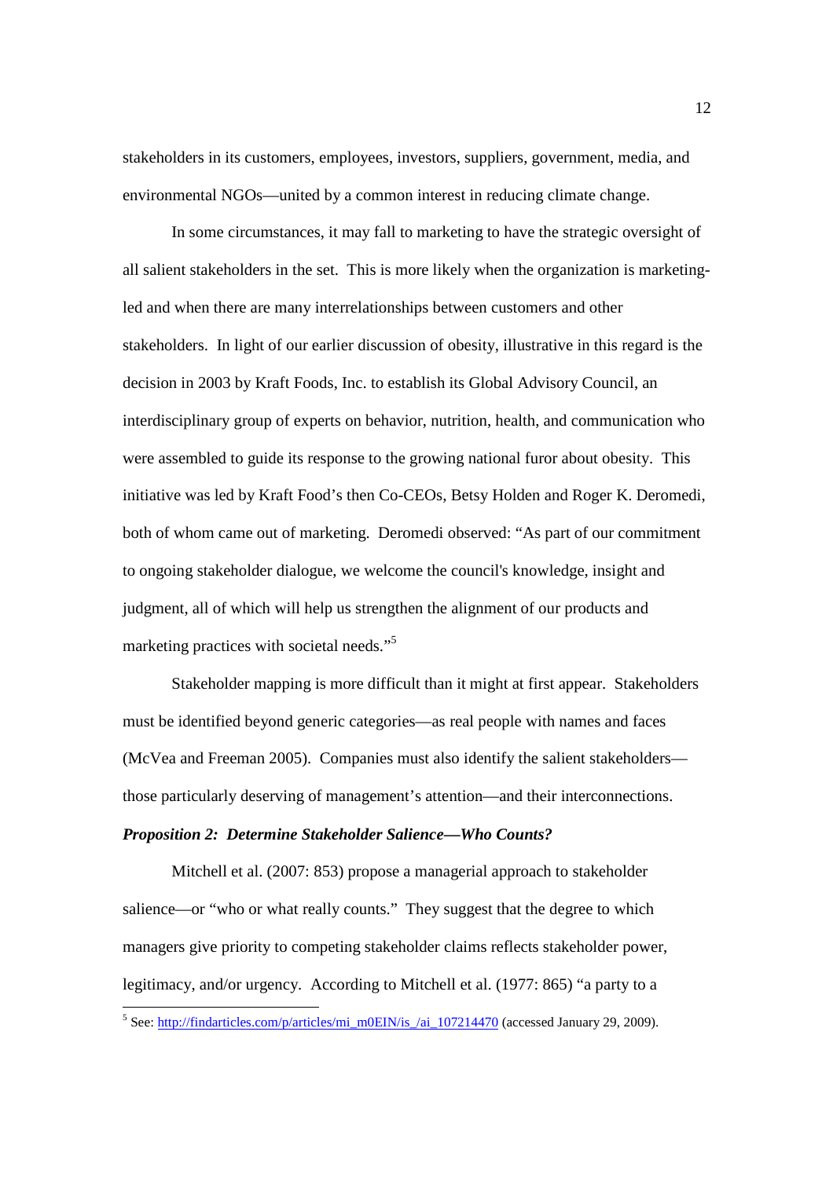stakeholders in its customers, employees, investors, suppliers, government, media, and environmental NGOs—united by a common interest in reducing climate change.

In some circumstances, it may fall to marketing to have the strategic oversight of all salient stakeholders in the set. This is more likely when the organization is marketing-led and when there are many interrelationships between customers and other stakeholders. In light of our earlier discussion of obesity, illustrative in this regard is the decision in 2003 by Kraft Foods, Inc. to establish its Global Advisory Council, an interdisciplinary group of experts on behavior, nutrition, health, and communication who were assembled to guide its response to the growing national furor about obesity. This initiative was led by Kraft Food's then Co-CEOs, Betsy Holden and Roger K. Deromedi, both of whom came out of marketing. Deromedi observed: "As part of our commitment to ongoing stakeholder dialogue, we welcome the council's knowledge, insight and judgment, all of which will help us strengthen the alignment of our products and marketing practices with societal needs."[5]

Stakeholder mapping is more difficult than it might at first appear. Stakeholders must be identified beyond generic categories—as real people with names and faces (McVea and Freeman 2005). Companies must also identify the salient stakeholders—those particularly deserving of management's attention—and their interconnections.

***Proposition 2: Determine Stakeholder Salience—Who Counts?***

Mitchell et al. (2007: 853) propose a managerial approach to stakeholder salience—or "who or what really counts." They suggest that the degree to which managers give priority to competing stakeholder claims reflects stakeholder power, legitimacy, and/or urgency. According to Mitchell et al. (1977: 865) "a party to a

[5] See: http://findarticles.com/p/articles/mi_m0EIN/is_/ai_107214470 (accessed January 29, 2009).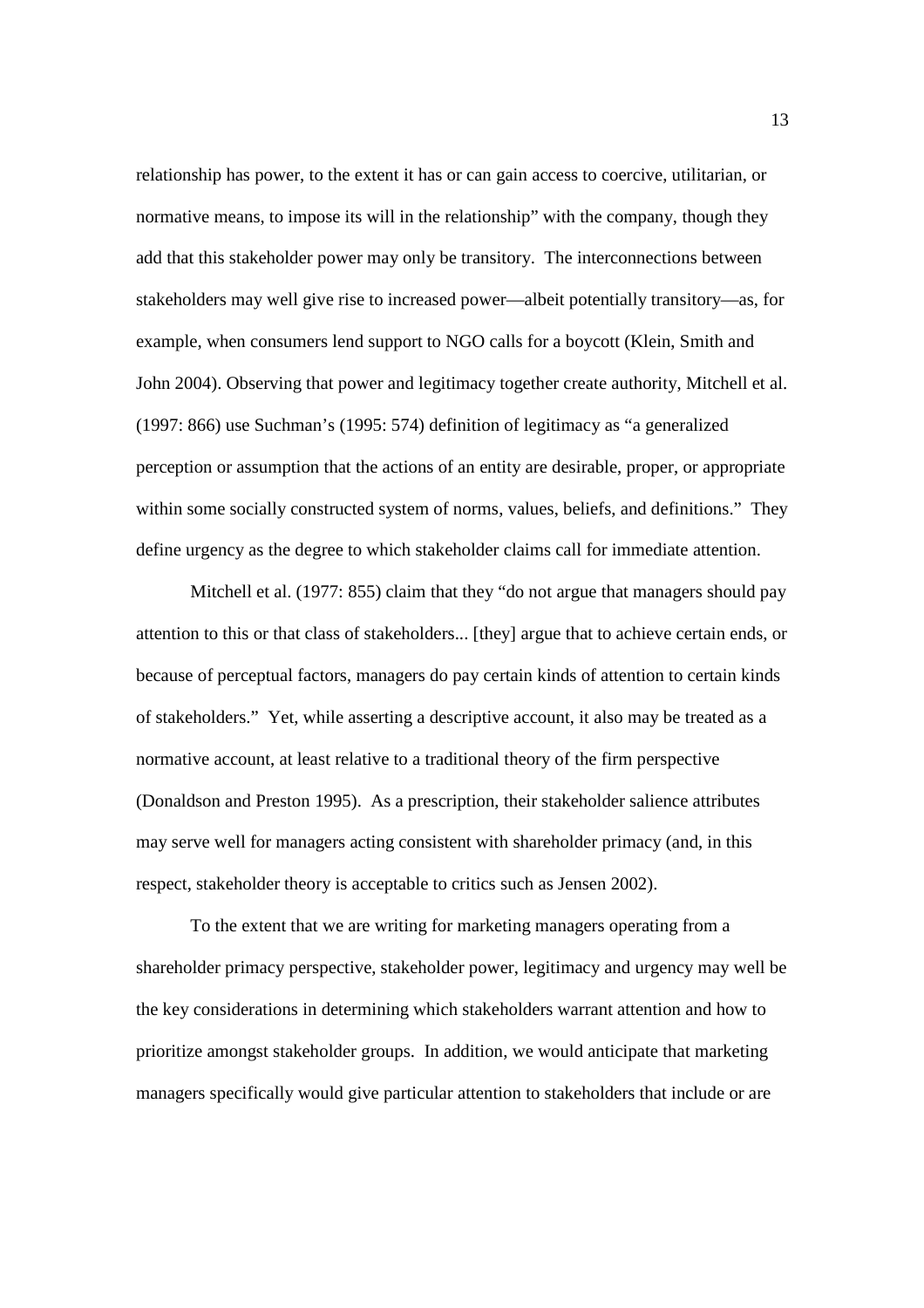relationship has power, to the extent it has or can gain access to coercive, utilitarian, or normative means, to impose its will in the relationship" with the company, though they add that this stakeholder power may only be transitory. The interconnections between stakeholders may well give rise to increased power—albeit potentially transitory—as, for example, when consumers lend support to NGO calls for a boycott (Klein, Smith and John 2004). Observing that power and legitimacy together create authority, Mitchell et al. (1997: 866) use Suchman's (1995: 574) definition of legitimacy as "a generalized perception or assumption that the actions of an entity are desirable, proper, or appropriate within some socially constructed system of norms, values, beliefs, and definitions." They define urgency as the degree to which stakeholder claims call for immediate attention.

Mitchell et al. (1977: 855) claim that they "do not argue that managers should pay attention to this or that class of stakeholders... [they] argue that to achieve certain ends, or because of perceptual factors, managers do pay certain kinds of attention to certain kinds of stakeholders." Yet, while asserting a descriptive account, it also may be treated as a normative account, at least relative to a traditional theory of the firm perspective (Donaldson and Preston 1995). As a prescription, their stakeholder salience attributes may serve well for managers acting consistent with shareholder primacy (and, in this respect, stakeholder theory is acceptable to critics such as Jensen 2002).

To the extent that we are writing for marketing managers operating from a shareholder primacy perspective, stakeholder power, legitimacy and urgency may well be the key considerations in determining which stakeholders warrant attention and how to prioritize amongst stakeholder groups. In addition, we would anticipate that marketing managers specifically would give particular attention to stakeholders that include or are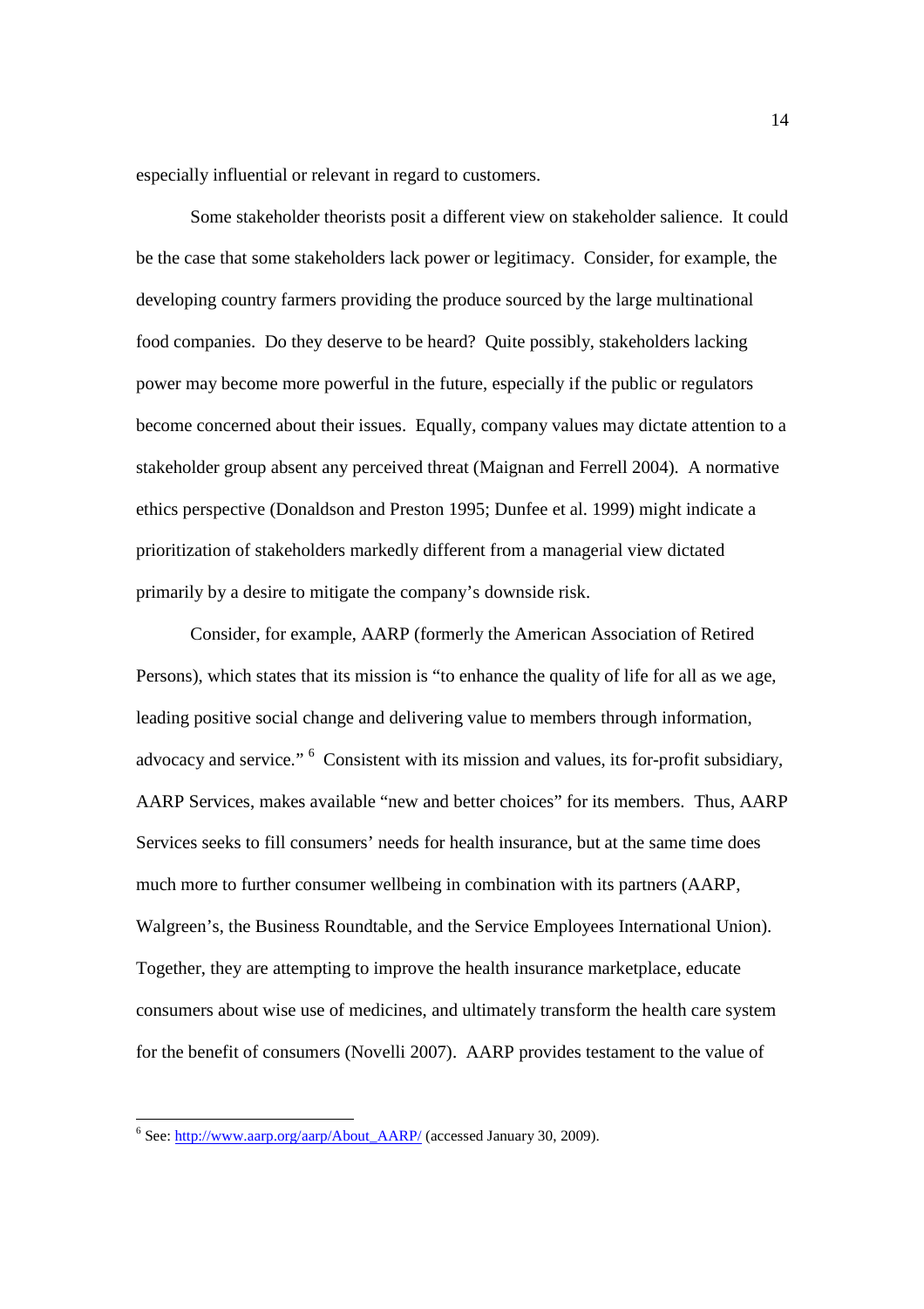especially influential or relevant in regard to customers.

Some stakeholder theorists posit a different view on stakeholder salience. It could be the case that some stakeholders lack power or legitimacy. Consider, for example, the developing country farmers providing the produce sourced by the large multinational food companies. Do they deserve to be heard? Quite possibly, stakeholders lacking power may become more powerful in the future, especially if the public or regulators become concerned about their issues. Equally, company values may dictate attention to a stakeholder group absent any perceived threat (Maignan and Ferrell 2004). A normative ethics perspective (Donaldson and Preston 1995; Dunfee et al. 1999) might indicate a prioritization of stakeholders markedly different from a managerial view dictated primarily by a desire to mitigate the company's downside risk.

Consider, for example, AARP (formerly the American Association of Retired Persons), which states that its mission is "to enhance the quality of life for all as we age, leading positive social change and delivering value to members through information, advocacy and service." [6] Consistent with its mission and values, its for-profit subsidiary, AARP Services, makes available "new and better choices" for its members. Thus, AARP Services seeks to fill consumers' needs for health insurance, but at the same time does much more to further consumer wellbeing in combination with its partners (AARP, Walgreen's, the Business Roundtable, and the Service Employees International Union). Together, they are attempting to improve the health insurance marketplace, educate consumers about wise use of medicines, and ultimately transform the health care system for the benefit of consumers (Novelli 2007). AARP provides testament to the value of

---

[6] See: http://www.aarp.org/aarp/About_AARP/ (accessed January 30, 2009).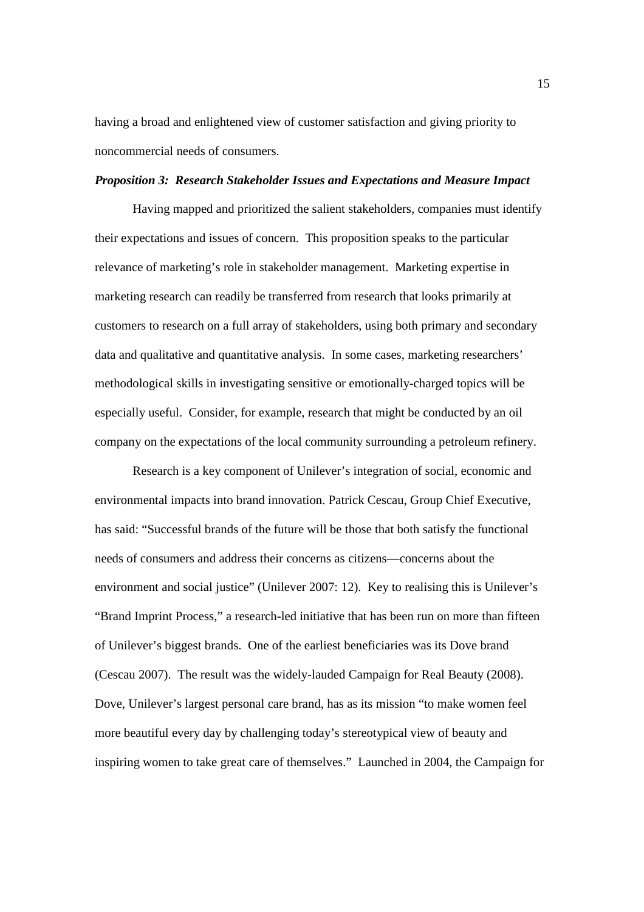having a broad and enlightened view of customer satisfaction and giving priority to noncommercial needs of consumers.

***Proposition 3: Research Stakeholder Issues and Expectations and Measure Impact***

Having mapped and prioritized the salient stakeholders, companies must identify their expectations and issues of concern. This proposition speaks to the particular relevance of marketing's role in stakeholder management. Marketing expertise in marketing research can readily be transferred from research that looks primarily at customers to research on a full array of stakeholders, using both primary and secondary data and qualitative and quantitative analysis. In some cases, marketing researchers' methodological skills in investigating sensitive or emotionally-charged topics will be especially useful. Consider, for example, research that might be conducted by an oil company on the expectations of the local community surrounding a petroleum refinery.

Research is a key component of Unilever's integration of social, economic and environmental impacts into brand innovation. Patrick Cescau, Group Chief Executive, has said: "Successful brands of the future will be those that both satisfy the functional needs of consumers and address their concerns as citizens—concerns about the environment and social justice" (Unilever 2007: 12). Key to realising this is Unilever's "Brand Imprint Process," a research-led initiative that has been run on more than fifteen of Unilever's biggest brands. One of the earliest beneficiaries was its Dove brand (Cescau 2007). The result was the widely-lauded Campaign for Real Beauty (2008). Dove, Unilever's largest personal care brand, has as its mission "to make women feel more beautiful every day by challenging today's stereotypical view of beauty and inspiring women to take great care of themselves." Launched in 2004, the Campaign for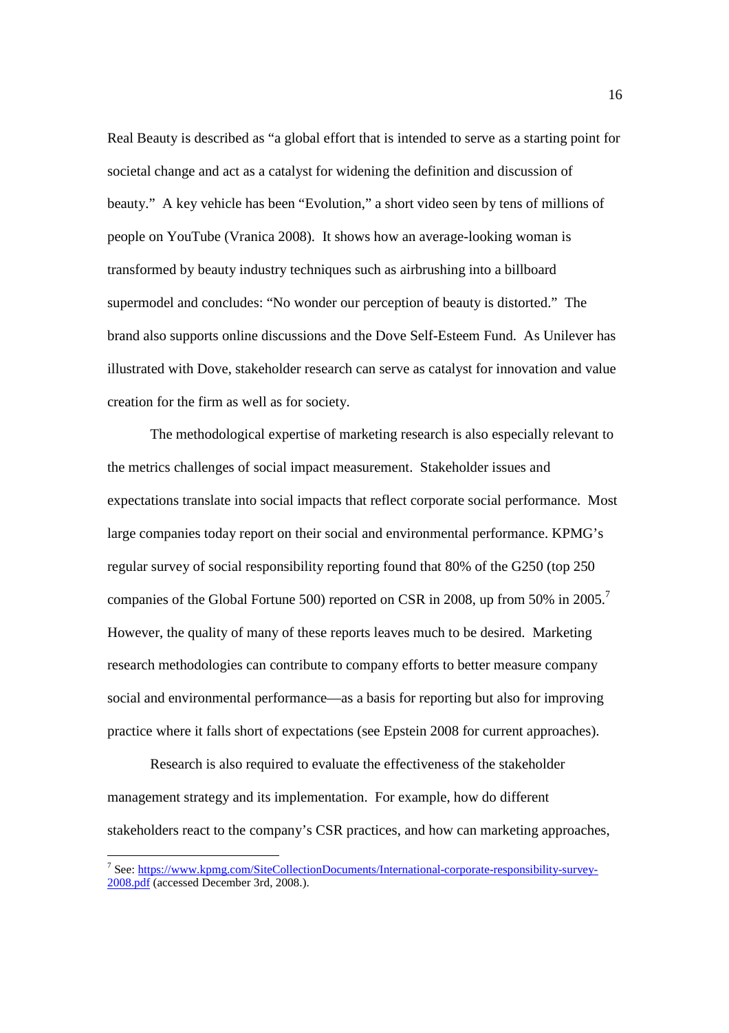Real Beauty is described as "a global effort that is intended to serve as a starting point for societal change and act as a catalyst for widening the definition and discussion of beauty." A key vehicle has been "Evolution," a short video seen by tens of millions of people on YouTube (Vranica 2008). It shows how an average-looking woman is transformed by beauty industry techniques such as airbrushing into a billboard supermodel and concludes: "No wonder our perception of beauty is distorted." The brand also supports online discussions and the Dove Self-Esteem Fund. As Unilever has illustrated with Dove, stakeholder research can serve as catalyst for innovation and value creation for the firm as well as for society.

The methodological expertise of marketing research is also especially relevant to the metrics challenges of social impact measurement. Stakeholder issues and expectations translate into social impacts that reflect corporate social performance. Most large companies today report on their social and environmental performance. KPMG's regular survey of social responsibility reporting found that 80% of the G250 (top 250 companies of the Global Fortune 500) reported on CSR in 2008, up from 50% in 2005.[7] However, the quality of many of these reports leaves much to be desired. Marketing research methodologies can contribute to company efforts to better measure company social and environmental performance—as a basis for reporting but also for improving practice where it falls short of expectations (see Epstein 2008 for current approaches).

Research is also required to evaluate the effectiveness of the stakeholder management strategy and its implementation. For example, how do different stakeholders react to the company's CSR practices, and how can marketing approaches,

---

[7] See: https://www.kpmg.com/SiteCollectionDocuments/International-corporate-responsibility-survey-2008.pdf (accessed December 3rd, 2008.).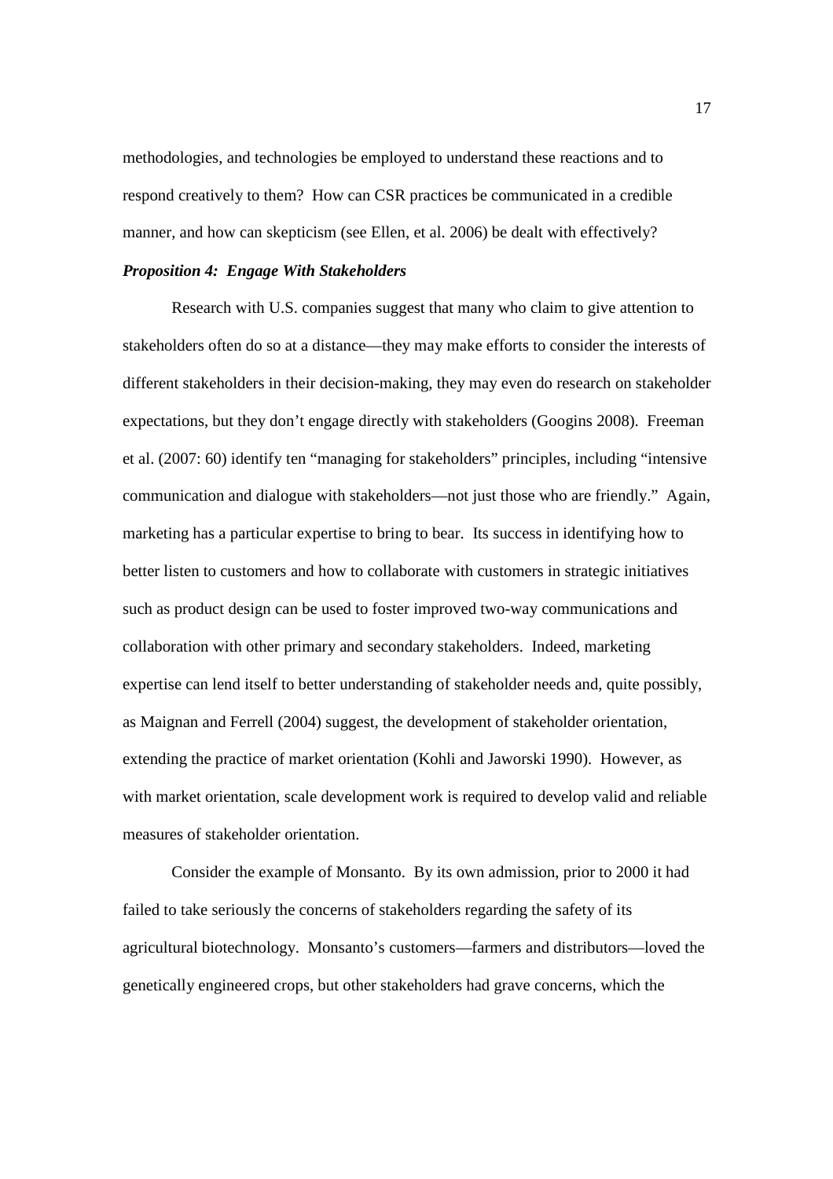methodologies, and technologies be employed to understand these reactions and to respond creatively to them? How can CSR practices be communicated in a credible manner, and how can skepticism (see Ellen, et al. 2006) be dealt with effectively?

***Proposition 4: Engage With Stakeholders***

Research with U.S. companies suggest that many who claim to give attention to stakeholders often do so at a distance—they may make efforts to consider the interests of different stakeholders in their decision-making, they may even do research on stakeholder expectations, but they don't engage directly with stakeholders (Googins 2008). Freeman et al. (2007: 60) identify ten "managing for stakeholders" principles, including "intensive communication and dialogue with stakeholders—not just those who are friendly." Again, marketing has a particular expertise to bring to bear. Its success in identifying how to better listen to customers and how to collaborate with customers in strategic initiatives such as product design can be used to foster improved two-way communications and collaboration with other primary and secondary stakeholders. Indeed, marketing expertise can lend itself to better understanding of stakeholder needs and, quite possibly, as Maignan and Ferrell (2004) suggest, the development of stakeholder orientation, extending the practice of market orientation (Kohli and Jaworski 1990). However, as with market orientation, scale development work is required to develop valid and reliable measures of stakeholder orientation.

Consider the example of Monsanto. By its own admission, prior to 2000 it had failed to take seriously the concerns of stakeholders regarding the safety of its agricultural biotechnology. Monsanto's customers—farmers and distributors—loved the genetically engineered crops, but other stakeholders had grave concerns, which the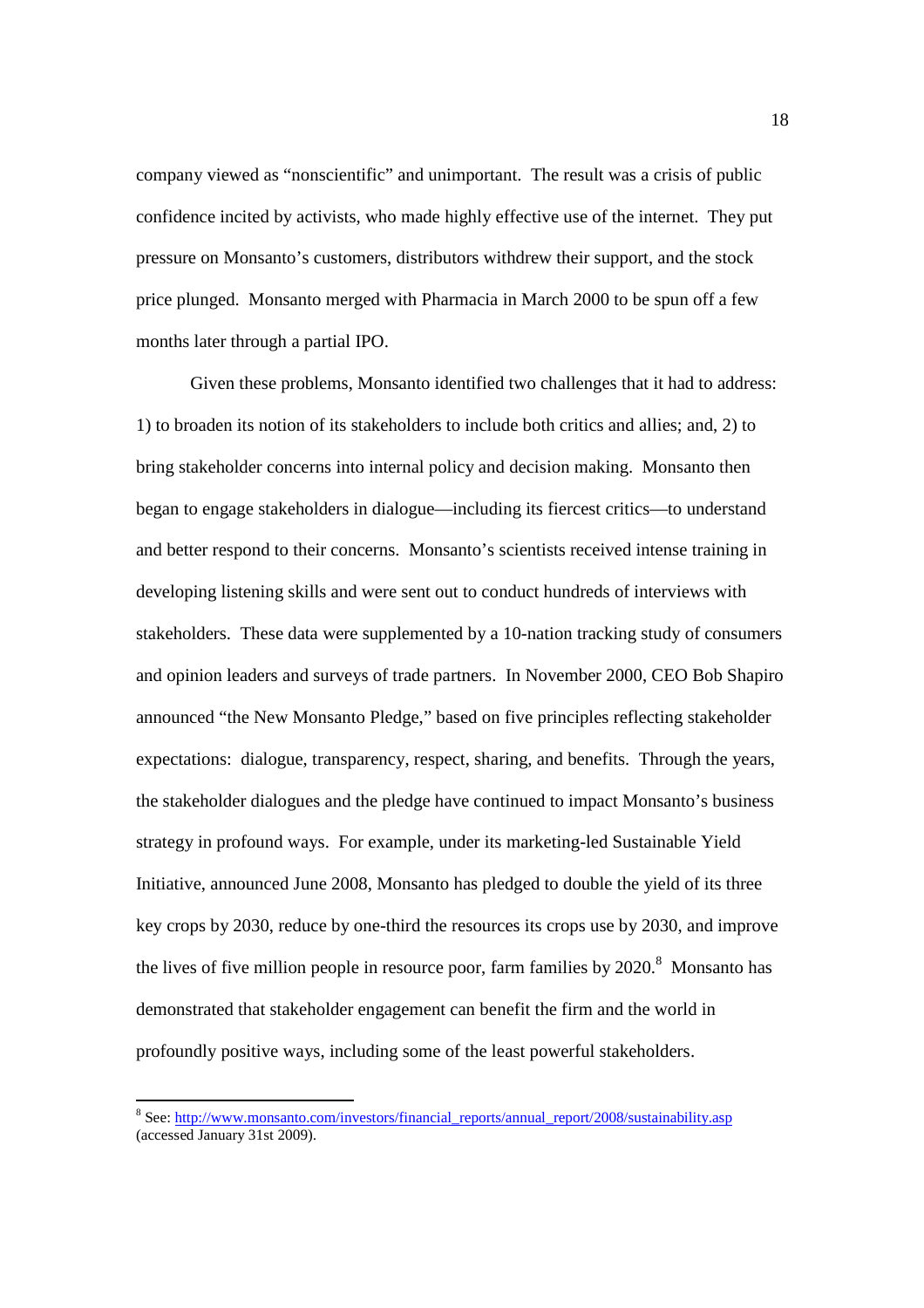company viewed as "nonscientific" and unimportant. The result was a crisis of public confidence incited by activists, who made highly effective use of the internet. They put pressure on Monsanto's customers, distributors withdrew their support, and the stock price plunged. Monsanto merged with Pharmacia in March 2000 to be spun off a few months later through a partial IPO.

Given these problems, Monsanto identified two challenges that it had to address: 1) to broaden its notion of its stakeholders to include both critics and allies; and, 2) to bring stakeholder concerns into internal policy and decision making. Monsanto then began to engage stakeholders in dialogue—including its fiercest critics—to understand and better respond to their concerns. Monsanto's scientists received intense training in developing listening skills and were sent out to conduct hundreds of interviews with stakeholders. These data were supplemented by a 10-nation tracking study of consumers and opinion leaders and surveys of trade partners. In November 2000, CEO Bob Shapiro announced "the New Monsanto Pledge," based on five principles reflecting stakeholder expectations: dialogue, transparency, respect, sharing, and benefits. Through the years, the stakeholder dialogues and the pledge have continued to impact Monsanto's business strategy in profound ways. For example, under its marketing-led Sustainable Yield Initiative, announced June 2008, Monsanto has pledged to double the yield of its three key crops by 2030, reduce by one-third the resources its crops use by 2030, and improve the lives of five million people in resource poor, farm families by 2020.[8] Monsanto has demonstrated that stakeholder engagement can benefit the firm and the world in profoundly positive ways, including some of the least powerful stakeholders.

---

[8] See: http://www.monsanto.com/investors/financial_reports/annual_report/2008/sustainability.asp (accessed January 31st 2009).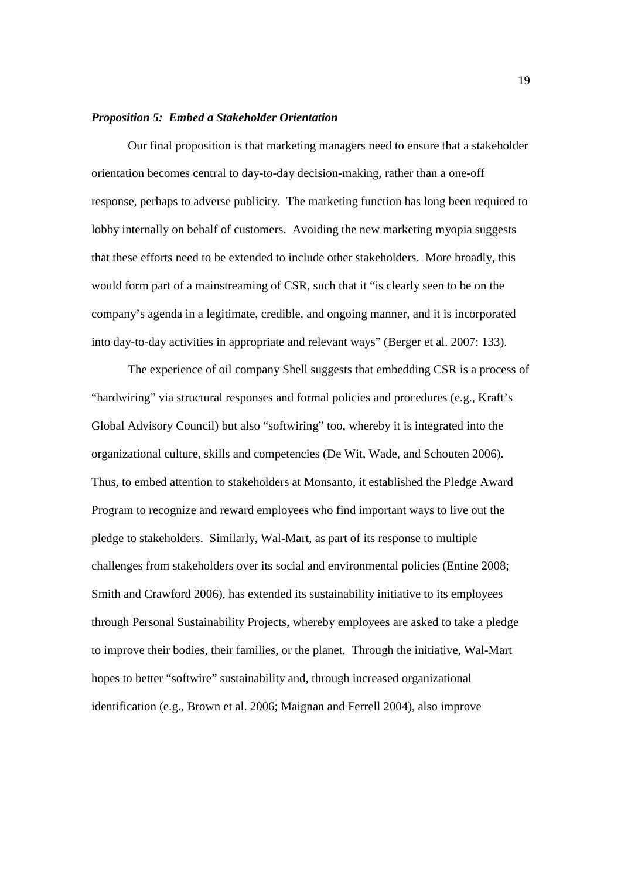***Proposition 5: Embed a Stakeholder Orientation***

Our final proposition is that marketing managers need to ensure that a stakeholder orientation becomes central to day-to-day decision-making, rather than a one-off response, perhaps to adverse publicity. The marketing function has long been required to lobby internally on behalf of customers. Avoiding the new marketing myopia suggests that these efforts need to be extended to include other stakeholders. More broadly, this would form part of a mainstreaming of CSR, such that it "is clearly seen to be on the company's agenda in a legitimate, credible, and ongoing manner, and it is incorporated into day-to-day activities in appropriate and relevant ways" (Berger et al. 2007: 133).

The experience of oil company Shell suggests that embedding CSR is a process of "hardwiring" via structural responses and formal policies and procedures (e.g., Kraft's Global Advisory Council) but also "softwiring" too, whereby it is integrated into the organizational culture, skills and competencies (De Wit, Wade, and Schouten 2006). Thus, to embed attention to stakeholders at Monsanto, it established the Pledge Award Program to recognize and reward employees who find important ways to live out the pledge to stakeholders. Similarly, Wal-Mart, as part of its response to multiple challenges from stakeholders over its social and environmental policies (Entine 2008; Smith and Crawford 2006), has extended its sustainability initiative to its employees through Personal Sustainability Projects, whereby employees are asked to take a pledge to improve their bodies, their families, or the planet. Through the initiative, Wal-Mart hopes to better "softwire" sustainability and, through increased organizational identification (e.g., Brown et al. 2006; Maignan and Ferrell 2004), also improve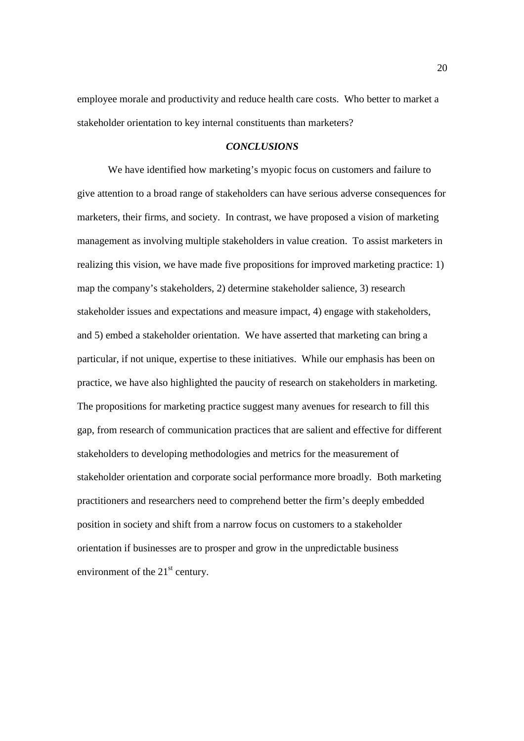employee morale and productivity and reduce health care costs. Who better to market a stakeholder orientation to key internal constituents than marketers?

## *CONCLUSIONS*

We have identified how marketing's myopic focus on customers and failure to give attention to a broad range of stakeholders can have serious adverse consequences for marketers, their firms, and society. In contrast, we have proposed a vision of marketing management as involving multiple stakeholders in value creation. To assist marketers in realizing this vision, we have made five propositions for improved marketing practice: 1) map the company's stakeholders, 2) determine stakeholder salience, 3) research stakeholder issues and expectations and measure impact, 4) engage with stakeholders, and 5) embed a stakeholder orientation. We have asserted that marketing can bring a particular, if not unique, expertise to these initiatives. While our emphasis has been on practice, we have also highlighted the paucity of research on stakeholders in marketing. The propositions for marketing practice suggest many avenues for research to fill this gap, from research of communication practices that are salient and effective for different stakeholders to developing methodologies and metrics for the measurement of stakeholder orientation and corporate social performance more broadly. Both marketing practitioners and researchers need to comprehend better the firm's deeply embedded position in society and shift from a narrow focus on customers to a stakeholder orientation if businesses are to prosper and grow in the unpredictable business environment of the 21st century.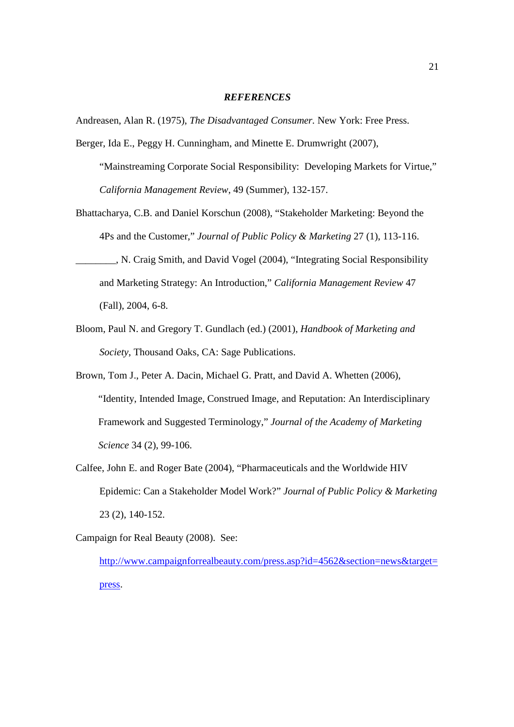## *REFERENCES*

Andreasen, Alan R. (1975), *The Disadvantaged Consumer.* New York: Free Press.

Berger, Ida E., Peggy H. Cunningham, and Minette E. Drumwright (2007), "Mainstreaming Corporate Social Responsibility: Developing Markets for Virtue," *California Management Review*, 49 (Summer), 132-157.

Bhattacharya, C.B. and Daniel Korschun (2008), "Stakeholder Marketing: Beyond the 4Ps and the Customer," *Journal of Public Policy & Marketing* 27 (1), 113-116.

________, N. Craig Smith, and David Vogel (2004), "Integrating Social Responsibility and Marketing Strategy: An Introduction," *California Management Review* 47 (Fall), 2004, 6-8.

Bloom, Paul N. and Gregory T. Gundlach (ed.) (2001), *Handbook of Marketing and Society*, Thousand Oaks, CA: Sage Publications.

Brown, Tom J., Peter A. Dacin, Michael G. Pratt, and David A. Whetten (2006), "Identity, Intended Image, Construed Image, and Reputation: An Interdisciplinary Framework and Suggested Terminology," *Journal of the Academy of Marketing Science* 34 (2), 99-106.

Calfee, John E. and Roger Bate (2004), "Pharmaceuticals and the Worldwide HIV Epidemic: Can a Stakeholder Model Work?" *Journal of Public Policy & Marketing* 23 (2), 140-152.

Campaign for Real Beauty (2008). See: http://www.campaignforrealbeauty.com/press.asp?id=4562&section=news&target=press.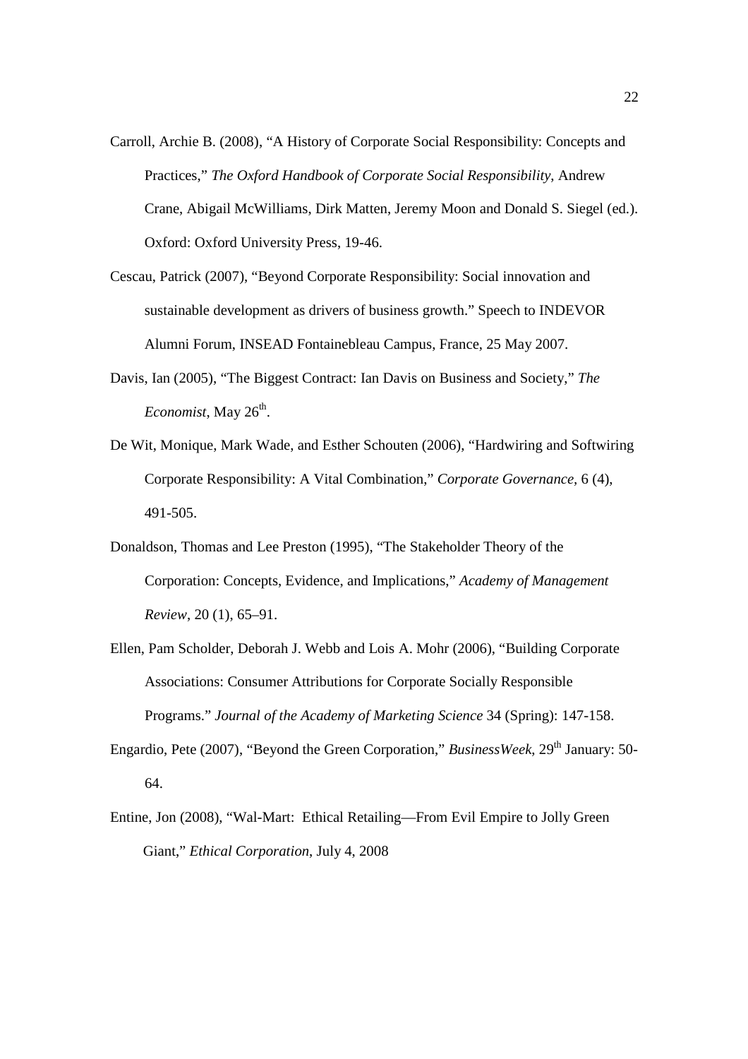Carroll, Archie B. (2008), "A History of Corporate Social Responsibility: Concepts and Practices," *The Oxford Handbook of Corporate Social Responsibility*, Andrew Crane, Abigail McWilliams, Dirk Matten, Jeremy Moon and Donald S. Siegel (ed.). Oxford: Oxford University Press, 19-46.

Cescau, Patrick (2007), "Beyond Corporate Responsibility: Social innovation and sustainable development as drivers of business growth." Speech to INDEVOR Alumni Forum, INSEAD Fontainebleau Campus, France, 25 May 2007.

Davis, Ian (2005), "The Biggest Contract: Ian Davis on Business and Society," *The Economist*, May 26th.

De Wit, Monique, Mark Wade, and Esther Schouten (2006), "Hardwiring and Softwiring Corporate Responsibility: A Vital Combination," *Corporate Governance*, 6 (4), 491-505.

Donaldson, Thomas and Lee Preston (1995), "The Stakeholder Theory of the Corporation: Concepts, Evidence, and Implications," *Academy of Management Review*, 20 (1), 65–91.

Ellen, Pam Scholder, Deborah J. Webb and Lois A. Mohr (2006), "Building Corporate Associations: Consumer Attributions for Corporate Socially Responsible Programs." *Journal of the Academy of Marketing Science* 34 (Spring): 147-158.

Engardio, Pete (2007), "Beyond the Green Corporation," *BusinessWeek*, 29th January: 50-64.

Entine, Jon (2008), "Wal-Mart: Ethical Retailing—From Evil Empire to Jolly Green Giant," *Ethical Corporation*, July 4, 2008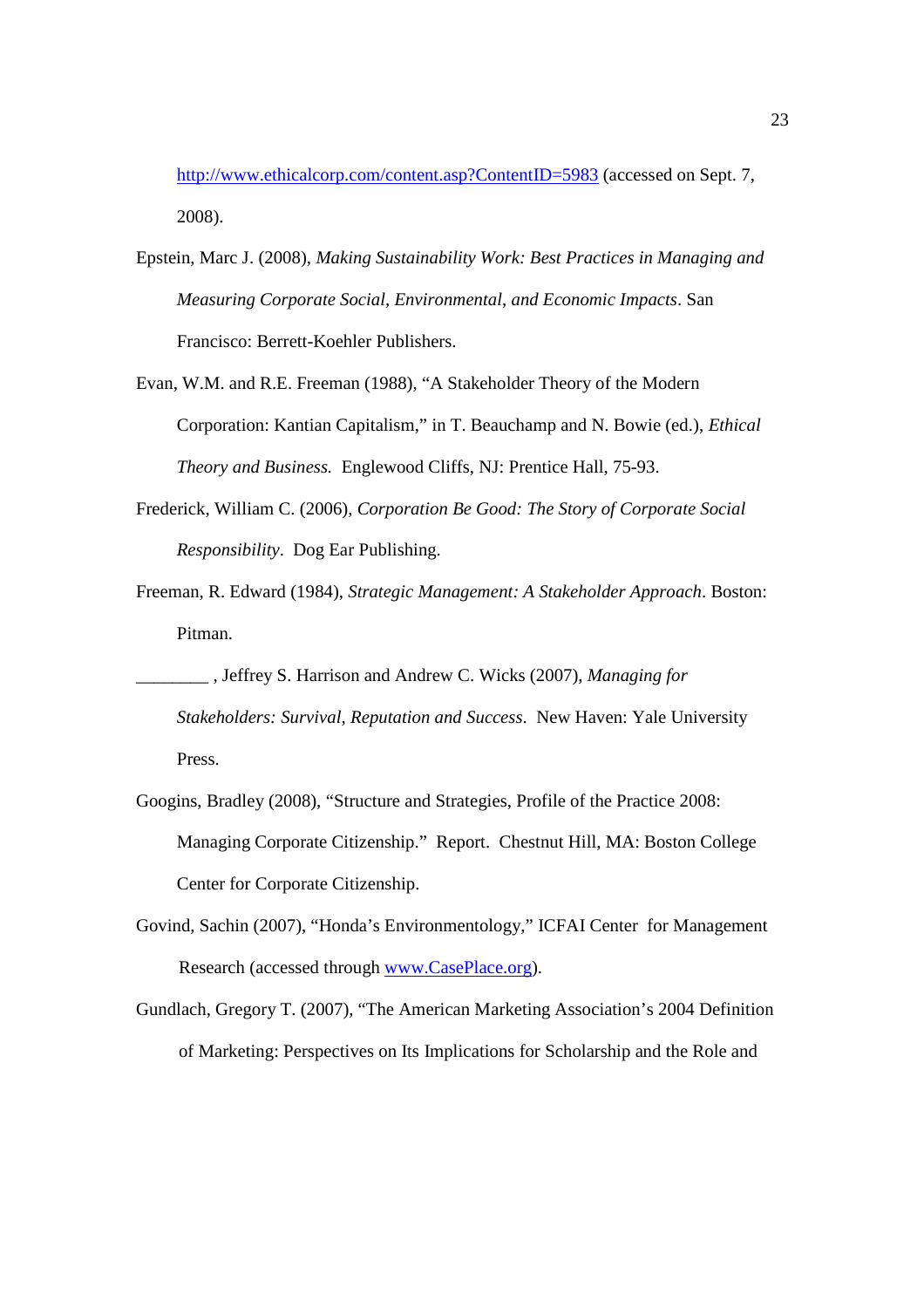http://www.ethicalcorp.com/content.asp?ContentID=5983 (accessed on Sept. 7, 2008).

Epstein, Marc J. (2008), *Making Sustainability Work: Best Practices in Managing and Measuring Corporate Social, Environmental, and Economic Impacts*. San Francisco: Berrett-Koehler Publishers.

Evan, W.M. and R.E. Freeman (1988), "A Stakeholder Theory of the Modern Corporation: Kantian Capitalism," in T. Beauchamp and N. Bowie (ed.), *Ethical Theory and Business.* Englewood Cliffs, NJ: Prentice Hall, 75-93.

Frederick, William C. (2006), *Corporation Be Good: The Story of Corporate Social Responsibility*. Dog Ear Publishing.

Freeman, R. Edward (1984), *Strategic Management: A Stakeholder Approach*. Boston: Pitman.

________ , Jeffrey S. Harrison and Andrew C. Wicks (2007), *Managing for Stakeholders: Survival, Reputation and Success*. New Haven: Yale University Press.

Googins, Bradley (2008), "Structure and Strategies, Profile of the Practice 2008: Managing Corporate Citizenship." Report. Chestnut Hill, MA: Boston College Center for Corporate Citizenship.

Govind, Sachin (2007), "Honda's Environmentology," ICFAI Center for Management Research (accessed through www.CasePlace.org).

Gundlach, Gregory T. (2007), "The American Marketing Association's 2004 Definition of Marketing: Perspectives on Its Implications for Scholarship and the Role and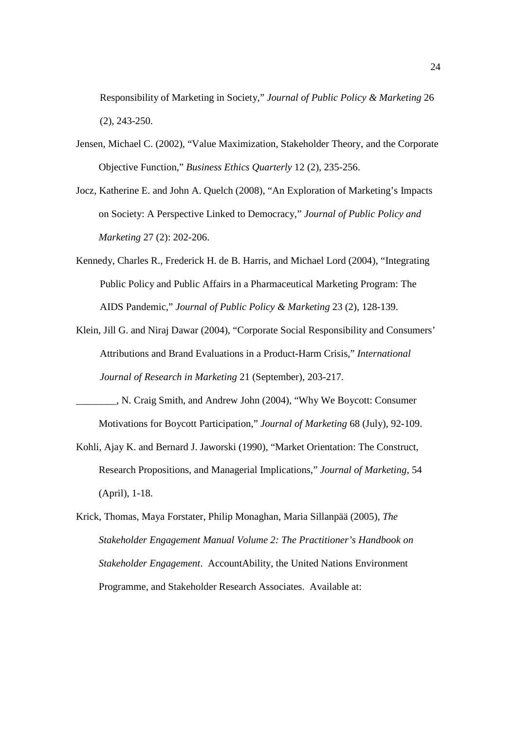Responsibility of Marketing in Society," *Journal of Public Policy & Marketing* 26 (2), 243-250.

Jensen, Michael C. (2002), "Value Maximization, Stakeholder Theory, and the Corporate Objective Function," *Business Ethics Quarterly* 12 (2), 235-256.

Jocz, Katherine E. and John A. Quelch (2008), "An Exploration of Marketing's Impacts on Society: A Perspective Linked to Democracy," *Journal of Public Policy and Marketing* 27 (2): 202-206.

Kennedy, Charles R., Frederick H. de B. Harris, and Michael Lord (2004), "Integrating Public Policy and Public Affairs in a Pharmaceutical Marketing Program: The AIDS Pandemic," *Journal of Public Policy & Marketing* 23 (2), 128-139.

Klein, Jill G. and Niraj Dawar (2004), "Corporate Social Responsibility and Consumers' Attributions and Brand Evaluations in a Product-Harm Crisis," *International Journal of Research in Marketing* 21 (September), 203-217.

________, N. Craig Smith, and Andrew John (2004), "Why We Boycott: Consumer Motivations for Boycott Participation," *Journal of Marketing* 68 (July), 92-109.

Kohli, Ajay K. and Bernard J. Jaworski (1990), "Market Orientation: The Construct, Research Propositions, and Managerial Implications," *Journal of Marketing*, 54 (April), 1-18.

Krick, Thomas, Maya Forstater, Philip Monaghan, Maria Sillanpää (2005), *The Stakeholder Engagement Manual Volume 2: The Practitioner's Handbook on Stakeholder Engagement*. AccountAbility, the United Nations Environment Programme, and Stakeholder Research Associates. Available at: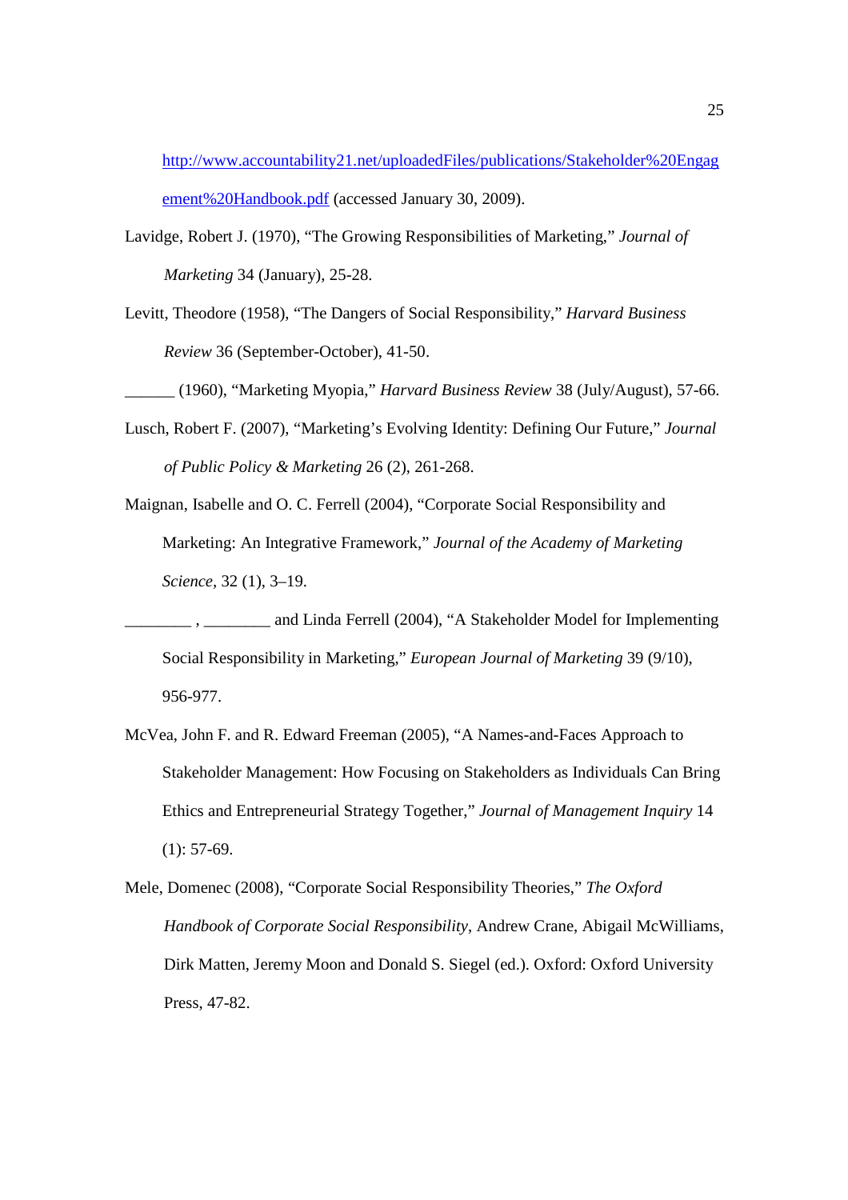http://www.accountability21.net/uploadedFiles/publications/Stakeholder%20Engagement%20Handbook.pdf (accessed January 30, 2009).

Lavidge, Robert J. (1970), "The Growing Responsibilities of Marketing," *Journal of Marketing* 34 (January), 25-28.

Levitt, Theodore (1958), "The Dangers of Social Responsibility," *Harvard Business Review* 36 (September-October), 41-50.

______ (1960), "Marketing Myopia," *Harvard Business Review* 38 (July/August), 57-66.

Lusch, Robert F. (2007), "Marketing's Evolving Identity: Defining Our Future," *Journal of Public Policy & Marketing* 26 (2), 261-268.

Maignan, Isabelle and O. C. Ferrell (2004), "Corporate Social Responsibility and Marketing: An Integrative Framework," *Journal of the Academy of Marketing Science*, 32 (1), 3–19.

________ , ________ and Linda Ferrell (2004), "A Stakeholder Model for Implementing Social Responsibility in Marketing," *European Journal of Marketing* 39 (9/10), 956-977.

McVea, John F. and R. Edward Freeman (2005), "A Names-and-Faces Approach to Stakeholder Management: How Focusing on Stakeholders as Individuals Can Bring Ethics and Entrepreneurial Strategy Together," *Journal of Management Inquiry* 14 (1): 57-69.

Mele, Domenec (2008), "Corporate Social Responsibility Theories," *The Oxford Handbook of Corporate Social Responsibility*, Andrew Crane, Abigail McWilliams, Dirk Matten, Jeremy Moon and Donald S. Siegel (ed.). Oxford: Oxford University Press, 47-82.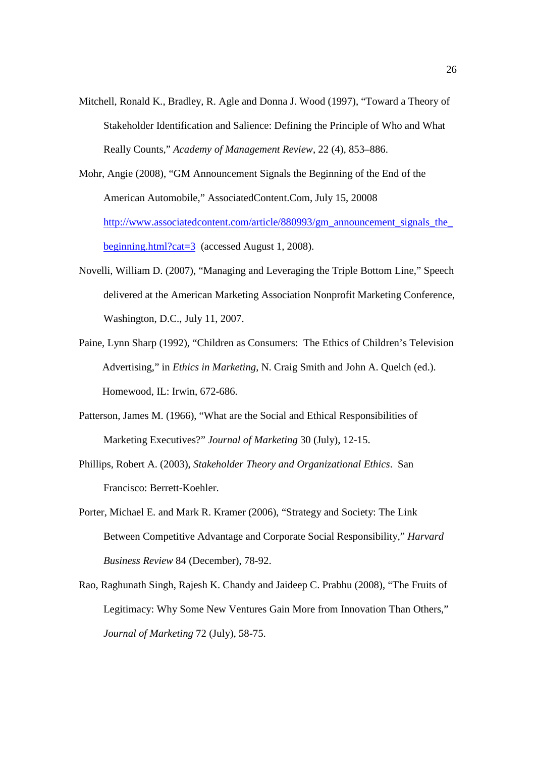Mitchell, Ronald K., Bradley, R. Agle and Donna J. Wood (1997), "Toward a Theory of Stakeholder Identification and Salience: Defining the Principle of Who and What Really Counts," *Academy of Management Review*, 22 (4), 853–886.

Mohr, Angie (2008), "GM Announcement Signals the Beginning of the End of the American Automobile," AssociatedContent.Com, July 15, 20008 http://www.associatedcontent.com/article/880993/gm_announcement_signals_the_beginning.html?cat=3 (accessed August 1, 2008).

Novelli, William D. (2007), "Managing and Leveraging the Triple Bottom Line," Speech delivered at the American Marketing Association Nonprofit Marketing Conference, Washington, D.C., July 11, 2007.

Paine, Lynn Sharp (1992), "Children as Consumers: The Ethics of Children's Television Advertising," in *Ethics in Marketing*, N. Craig Smith and John A. Quelch (ed.). Homewood, IL: Irwin, 672-686.

Patterson, James M. (1966), "What are the Social and Ethical Responsibilities of Marketing Executives?" *Journal of Marketing* 30 (July), 12-15.

Phillips, Robert A. (2003), *Stakeholder Theory and Organizational Ethics*. San Francisco: Berrett-Koehler.

Porter, Michael E. and Mark R. Kramer (2006), "Strategy and Society: The Link Between Competitive Advantage and Corporate Social Responsibility," *Harvard Business Review* 84 (December), 78-92.

Rao, Raghunath Singh, Rajesh K. Chandy and Jaideep C. Prabhu (2008), "The Fruits of Legitimacy: Why Some New Ventures Gain More from Innovation Than Others," *Journal of Marketing* 72 (July), 58-75.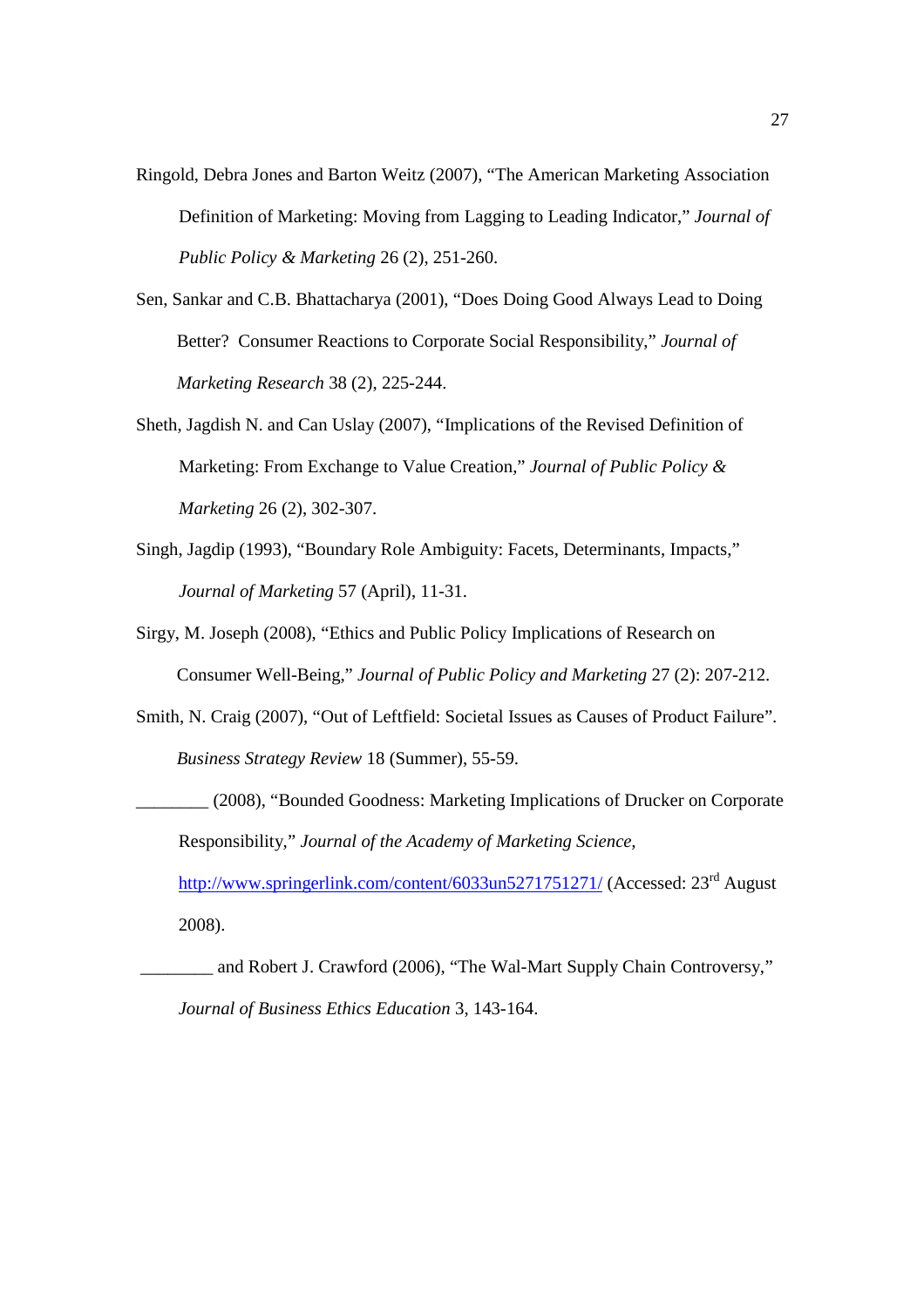Ringold, Debra Jones and Barton Weitz (2007), "The American Marketing Association Definition of Marketing: Moving from Lagging to Leading Indicator," *Journal of Public Policy & Marketing* 26 (2), 251-260.

Sen, Sankar and C.B. Bhattacharya (2001), "Does Doing Good Always Lead to Doing Better? Consumer Reactions to Corporate Social Responsibility," *Journal of Marketing Research* 38 (2), 225-244.

Sheth, Jagdish N. and Can Uslay (2007), "Implications of the Revised Definition of Marketing: From Exchange to Value Creation," *Journal of Public Policy & Marketing* 26 (2), 302-307.

Singh, Jagdip (1993), "Boundary Role Ambiguity: Facets, Determinants, Impacts," *Journal of Marketing* 57 (April), 11-31.

Sirgy, M. Joseph (2008), "Ethics and Public Policy Implications of Research on Consumer Well-Being," *Journal of Public Policy and Marketing* 27 (2): 207-212.

Smith, N. Craig (2007), "Out of Leftfield: Societal Issues as Causes of Product Failure". *Business Strategy Review* 18 (Summer), 55-59.

________ (2008), "Bounded Goodness: Marketing Implications of Drucker on Corporate Responsibility," *Journal of the Academy of Marketing Science*, http://www.springerlink.com/content/6033un5271751271/ (Accessed: 23rd August 2008).

________ and Robert J. Crawford (2006), "The Wal-Mart Supply Chain Controversy," *Journal of Business Ethics Education* 3, 143-164.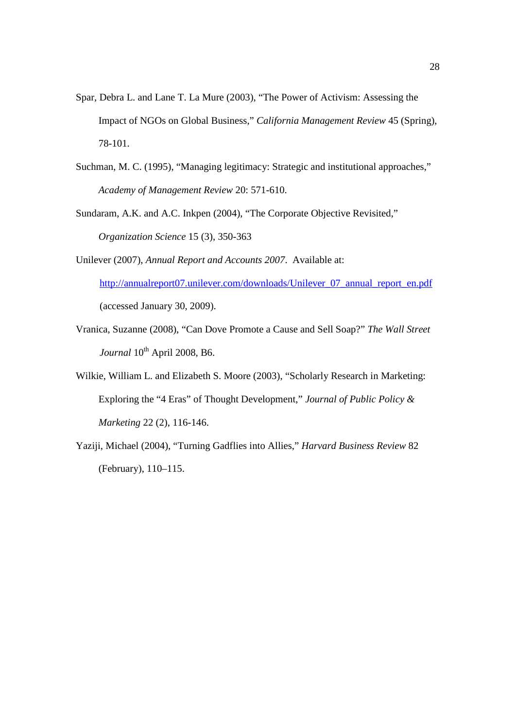Spar, Debra L. and Lane T. La Mure (2003), "The Power of Activism: Assessing the Impact of NGOs on Global Business," *California Management Review* 45 (Spring), 78-101.

Suchman, M. C. (1995), "Managing legitimacy: Strategic and institutional approaches," *Academy of Management Review* 20: 571-610.

Sundaram, A.K. and A.C. Inkpen (2004), "The Corporate Objective Revisited," *Organization Science* 15 (3), 350-363

Unilever (2007), *Annual Report and Accounts 2007*. Available at: http://annualreport07.unilever.com/downloads/Unilever_07_annual_report_en.pdf (accessed January 30, 2009).

Vranica, Suzanne (2008), "Can Dove Promote a Cause and Sell Soap?" *The Wall Street Journal* 10th April 2008, B6.

Wilkie, William L. and Elizabeth S. Moore (2003), "Scholarly Research in Marketing: Exploring the "4 Eras" of Thought Development," *Journal of Public Policy & Marketing* 22 (2), 116-146.

Yaziji, Michael (2004), "Turning Gadflies into Allies," *Harvard Business Review* 82 (February), 110–115.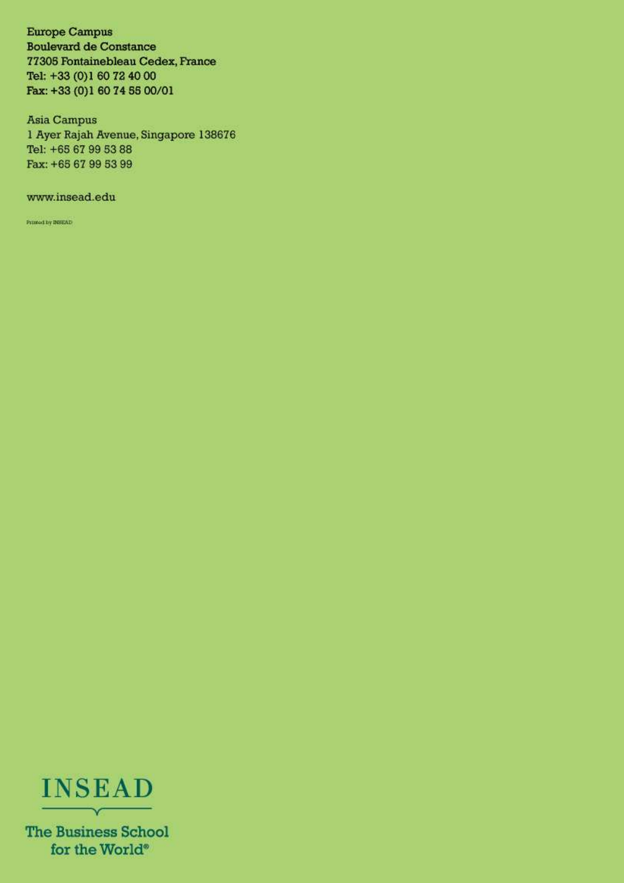**Europe Campus**
**Boulevard de Constance**
**77305 Fontainebleau Cedex, France**
**Tel: +33 (0)1 60 72 40 00**
**Fax: +33 (0)1 60 74 55 00/01**

Asia Campus
1 Ayer Rajah Avenue, Singapore 138676
Tel: +65 67 99 53 88
Fax: +65 67 99 53 99

www.insead.edu

Printed by INSEAD

INSEAD

The Business School for the World®